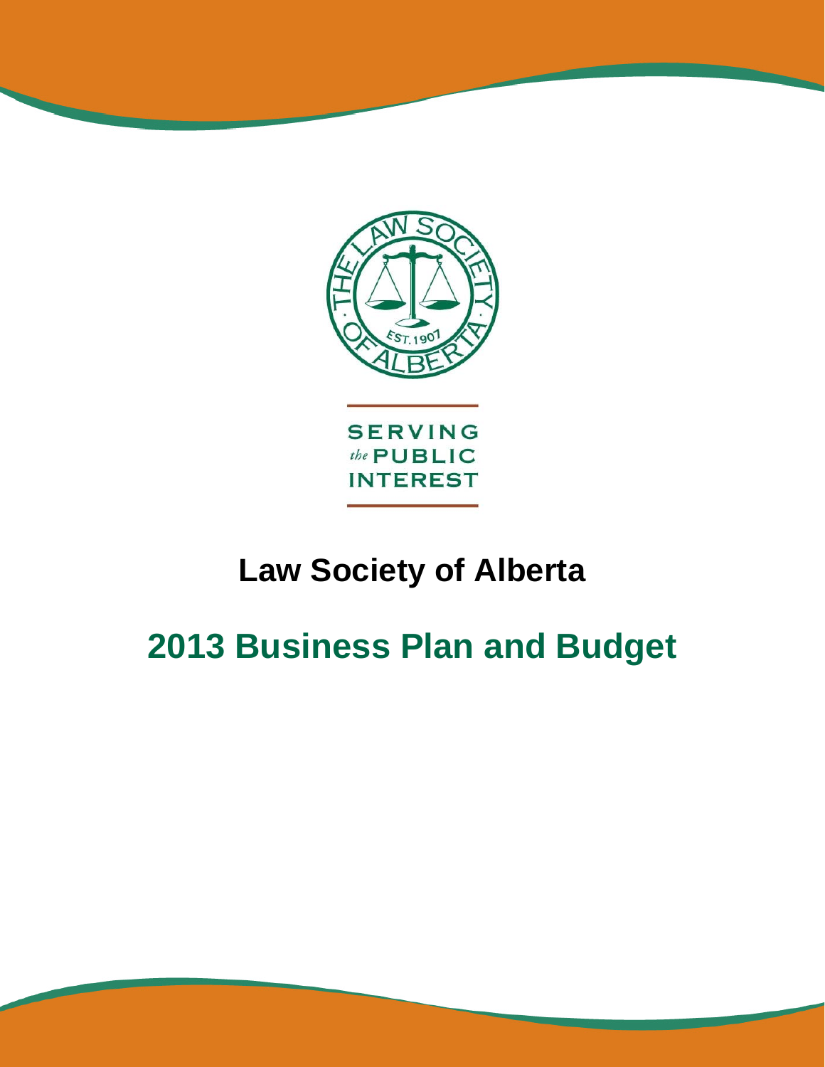SERVING
*the* PUBLIC
INTEREST

# Law Society of Alberta

# 2013 Business Plan and Budget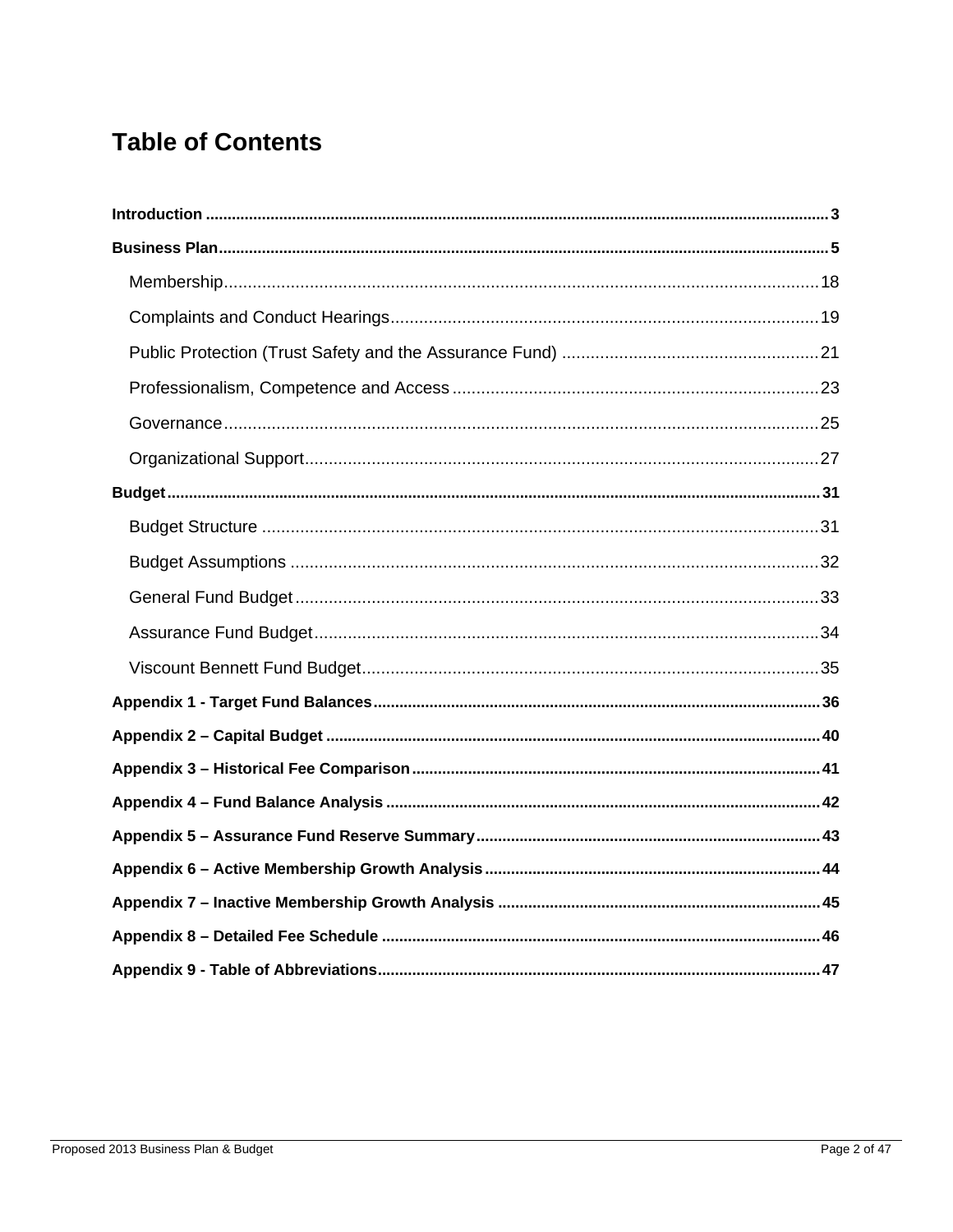# Table of Contents

**Introduction** ............................................................ 3

**Business Plan** ............................................................ 5

- Membership ............................................................ 18
- Complaints and Conduct Hearings ............................................................ 19
- Public Protection (Trust Safety and the Assurance Fund) ............................................................ 21
- Professionalism, Competence and Access ............................................................ 23
- Governance ............................................................ 25
- Organizational Support ............................................................ 27

**Budget** ............................................................ 31

- Budget Structure ............................................................ 31
- Budget Assumptions ............................................................ 32
- General Fund Budget ............................................................ 33
- Assurance Fund Budget ............................................................ 34
- Viscount Bennett Fund Budget ............................................................ 35

**Appendix 1 - Target Fund Balances** ............................................................ 36

**Appendix 2 – Capital Budget** ............................................................ 40

**Appendix 3 – Historical Fee Comparison** ............................................................ 41

**Appendix 4 – Fund Balance Analysis** ............................................................ 42

**Appendix 5 – Assurance Fund Reserve Summary** ............................................................ 43

**Appendix 6 – Active Membership Growth Analysis** ............................................................ 44

**Appendix 7 – Inactive Membership Growth Analysis** ............................................................ 45

**Appendix 8 – Detailed Fee Schedule** ............................................................ 46

**Appendix 9 - Table of Abbreviations** ............................................................ 47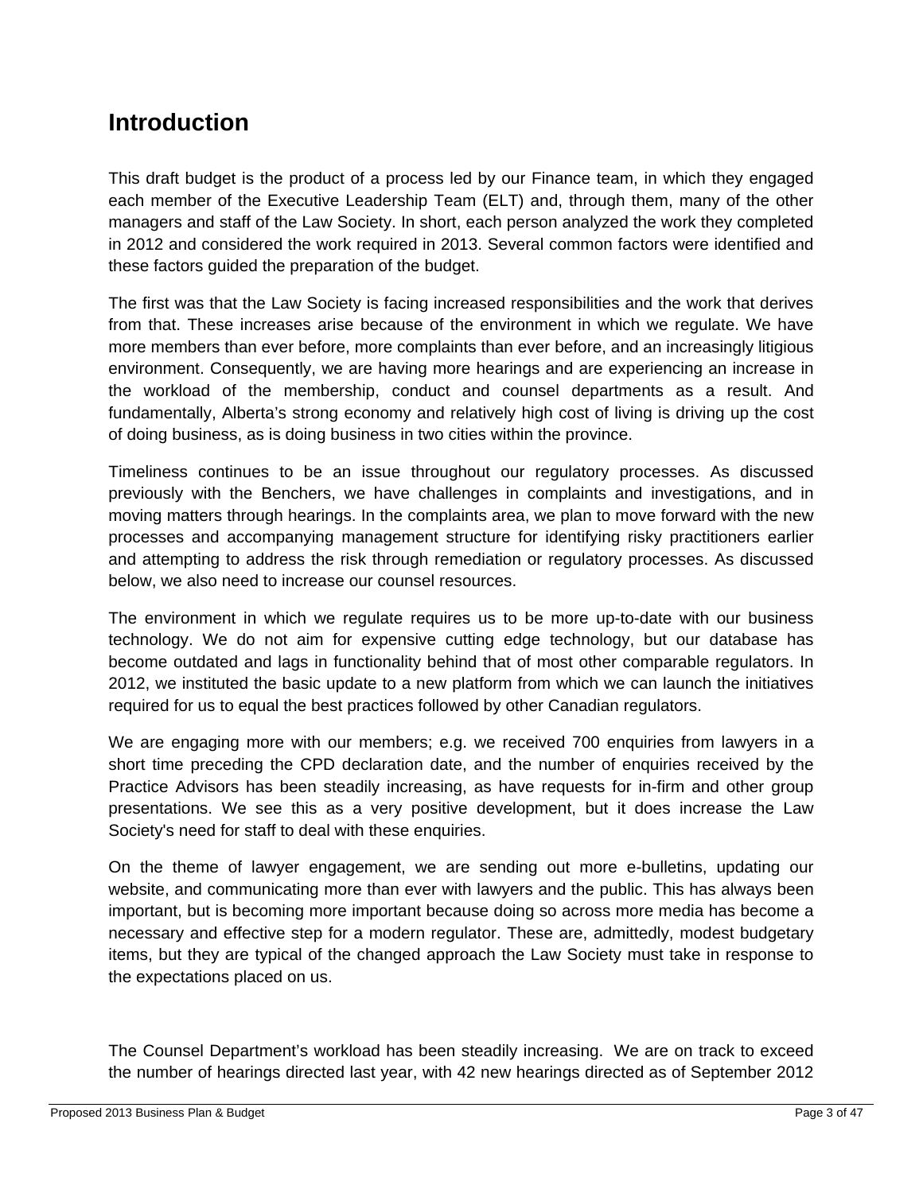# Introduction

This draft budget is the product of a process led by our Finance team, in which they engaged each member of the Executive Leadership Team (ELT) and, through them, many of the other managers and staff of the Law Society. In short, each person analyzed the work they completed in 2012 and considered the work required in 2013. Several common factors were identified and these factors guided the preparation of the budget.

The first was that the Law Society is facing increased responsibilities and the work that derives from that. These increases arise because of the environment in which we regulate. We have more members than ever before, more complaints than ever before, and an increasingly litigious environment. Consequently, we are having more hearings and are experiencing an increase in the workload of the membership, conduct and counsel departments as a result. And fundamentally, Alberta's strong economy and relatively high cost of living is driving up the cost of doing business, as is doing business in two cities within the province.

Timeliness continues to be an issue throughout our regulatory processes. As discussed previously with the Benchers, we have challenges in complaints and investigations, and in moving matters through hearings. In the complaints area, we plan to move forward with the new processes and accompanying management structure for identifying risky practitioners earlier and attempting to address the risk through remediation or regulatory processes. As discussed below, we also need to increase our counsel resources.

The environment in which we regulate requires us to be more up-to-date with our business technology. We do not aim for expensive cutting edge technology, but our database has become outdated and lags in functionality behind that of most other comparable regulators. In 2012, we instituted the basic update to a new platform from which we can launch the initiatives required for us to equal the best practices followed by other Canadian regulators.

We are engaging more with our members; e.g. we received 700 enquiries from lawyers in a short time preceding the CPD declaration date, and the number of enquiries received by the Practice Advisors has been steadily increasing, as have requests for in-firm and other group presentations. We see this as a very positive development, but it does increase the Law Society's need for staff to deal with these enquiries.

On the theme of lawyer engagement, we are sending out more e-bulletins, updating our website, and communicating more than ever with lawyers and the public. This has always been important, but is becoming more important because doing so across more media has become a necessary and effective step for a modern regulator. These are, admittedly, modest budgetary items, but they are typical of the changed approach the Law Society must take in response to the expectations placed on us.

The Counsel Department's workload has been steadily increasing. We are on track to exceed the number of hearings directed last year, with 42 new hearings directed as of September 2012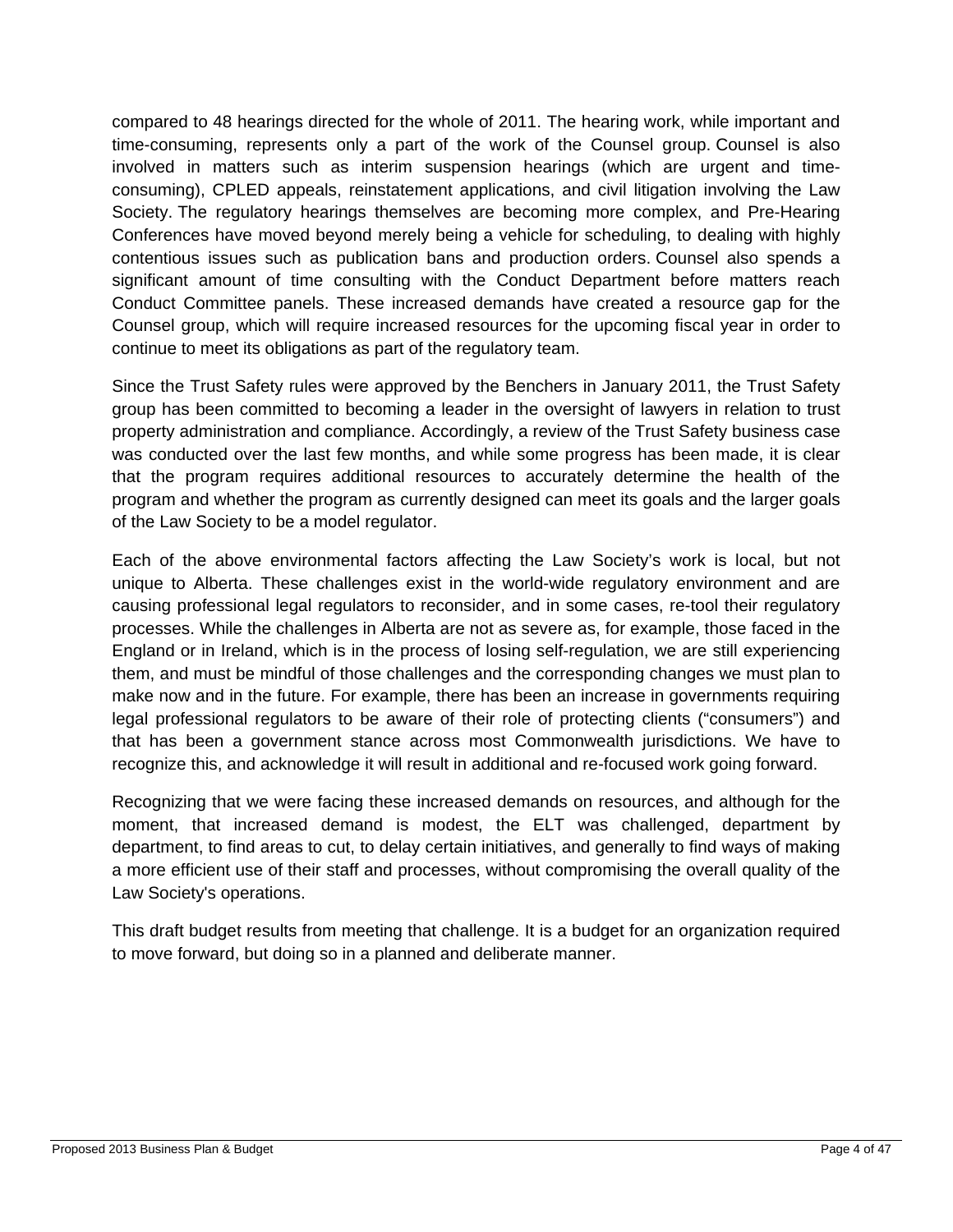compared to 48 hearings directed for the whole of 2011. The hearing work, while important and time-consuming, represents only a part of the work of the Counsel group. Counsel is also involved in matters such as interim suspension hearings (which are urgent and time-consuming), CPLED appeals, reinstatement applications, and civil litigation involving the Law Society. The regulatory hearings themselves are becoming more complex, and Pre-Hearing Conferences have moved beyond merely being a vehicle for scheduling, to dealing with highly contentious issues such as publication bans and production orders. Counsel also spends a significant amount of time consulting with the Conduct Department before matters reach Conduct Committee panels. These increased demands have created a resource gap for the Counsel group, which will require increased resources for the upcoming fiscal year in order to continue to meet its obligations as part of the regulatory team.

Since the Trust Safety rules were approved by the Benchers in January 2011, the Trust Safety group has been committed to becoming a leader in the oversight of lawyers in relation to trust property administration and compliance. Accordingly, a review of the Trust Safety business case was conducted over the last few months, and while some progress has been made, it is clear that the program requires additional resources to accurately determine the health of the program and whether the program as currently designed can meet its goals and the larger goals of the Law Society to be a model regulator.

Each of the above environmental factors affecting the Law Society's work is local, but not unique to Alberta. These challenges exist in the world-wide regulatory environment and are causing professional legal regulators to reconsider, and in some cases, re-tool their regulatory processes. While the challenges in Alberta are not as severe as, for example, those faced in the England or in Ireland, which is in the process of losing self-regulation, we are still experiencing them, and must be mindful of those challenges and the corresponding changes we must plan to make now and in the future. For example, there has been an increase in governments requiring legal professional regulators to be aware of their role of protecting clients ("consumers") and that has been a government stance across most Commonwealth jurisdictions. We have to recognize this, and acknowledge it will result in additional and re-focused work going forward.

Recognizing that we were facing these increased demands on resources, and although for the moment, that increased demand is modest, the ELT was challenged, department by department, to find areas to cut, to delay certain initiatives, and generally to find ways of making a more efficient use of their staff and processes, without compromising the overall quality of the Law Society's operations.

This draft budget results from meeting that challenge. It is a budget for an organization required to move forward, but doing so in a planned and deliberate manner.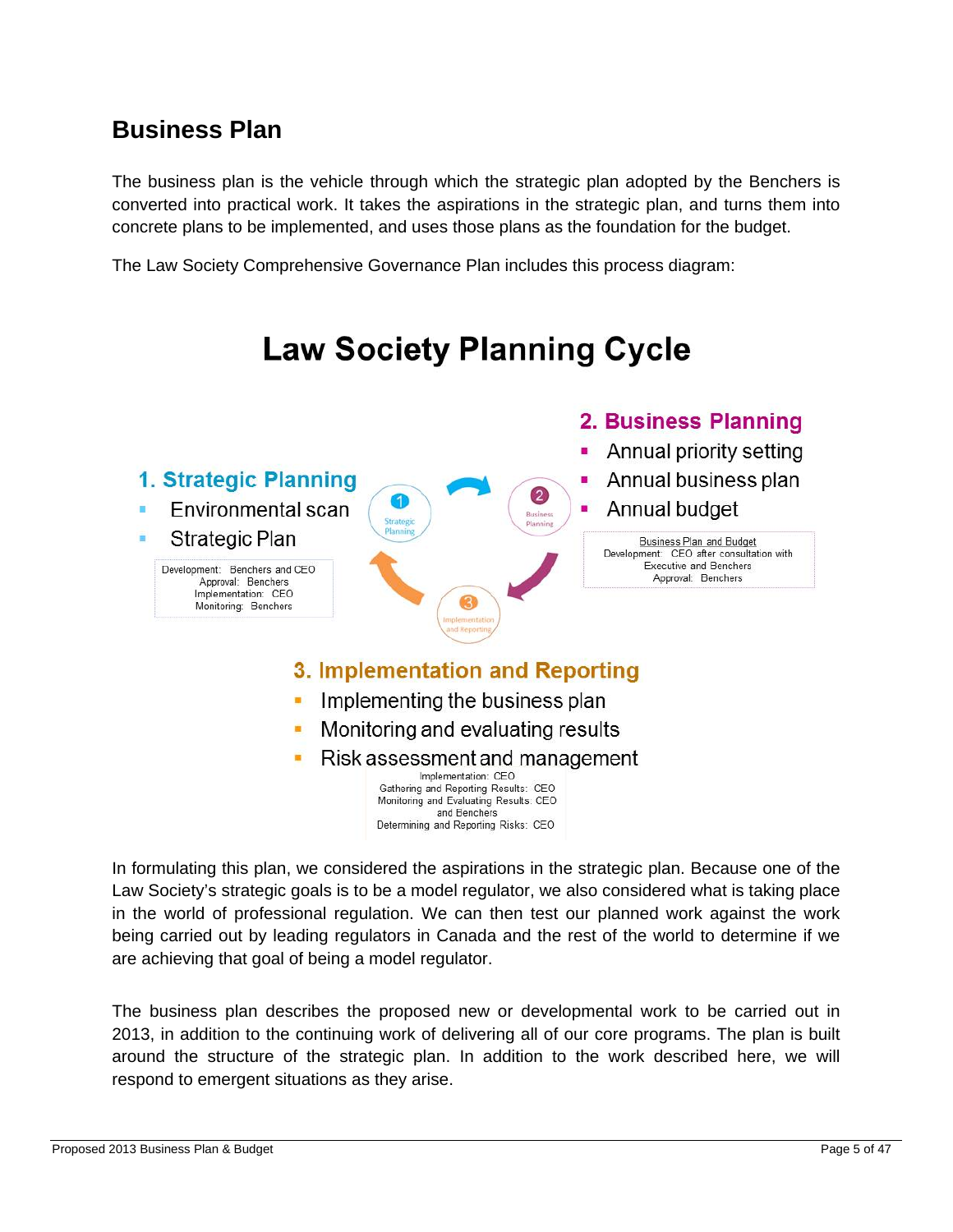## Business Plan

The business plan is the vehicle through which the strategic plan adopted by the Benchers is converted into practical work. It takes the aspirations in the strategic plan, and turns them into concrete plans to be implemented, and uses those plans as the foundation for the budget.

The Law Society Comprehensive Governance Plan includes this process diagram:

### Law Society Planning Cycle

**1. Strategic Planning**

- Environmental scan
- Strategic Plan

Development: Benchers and CEO
Approval: Benchers
Implementation: CEO
Monitoring: Benchers

**2. Business Planning**

- Annual priority setting
- Annual business plan
- Annual budget

Business Plan and Budget
Development: CEO after consultation with Executive and Benchers
Approval: Benchers

**3. Implementation and Reporting**

- Implementing the business plan
- Monitoring and evaluating results
- Risk assessment and management

Implementation: CEO
Gathering and Reporting Results: CEO
Monitoring and Evaluating Results: CEO and Benchers
Determining and Reporting Risks: CEO

In formulating this plan, we considered the aspirations in the strategic plan. Because one of the Law Society's strategic goals is to be a model regulator, we also considered what is taking place in the world of professional regulation. We can then test our planned work against the work being carried out by leading regulators in Canada and the rest of the world to determine if we are achieving that goal of being a model regulator.

The business plan describes the proposed new or developmental work to be carried out in 2013, in addition to the continuing work of delivering all of our core programs. The plan is built around the structure of the strategic plan. In addition to the work described here, we will respond to emergent situations as they arise.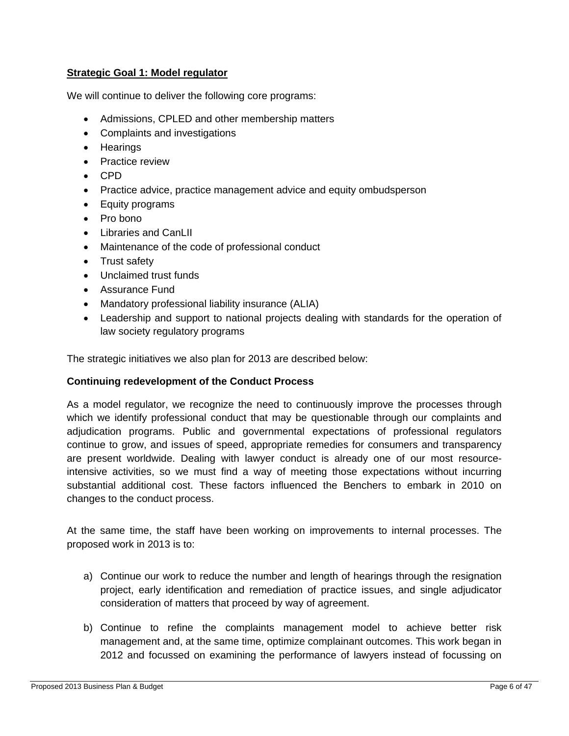## Strategic Goal 1: Model regulator

We will continue to deliver the following core programs:

- Admissions, CPLED and other membership matters
- Complaints and investigations
- Hearings
- Practice review
- CPD
- Practice advice, practice management advice and equity ombudsperson
- Equity programs
- Pro bono
- Libraries and CanLII
- Maintenance of the code of professional conduct
- Trust safety
- Unclaimed trust funds
- Assurance Fund
- Mandatory professional liability insurance (ALIA)
- Leadership and support to national projects dealing with standards for the operation of law society regulatory programs

The strategic initiatives we also plan for 2013 are described below:

### Continuing redevelopment of the Conduct Process

As a model regulator, we recognize the need to continuously improve the processes through which we identify professional conduct that may be questionable through our complaints and adjudication programs. Public and governmental expectations of professional regulators continue to grow, and issues of speed, appropriate remedies for consumers and transparency are present worldwide. Dealing with lawyer conduct is already one of our most resource-intensive activities, so we must find a way of meeting those expectations without incurring substantial additional cost. These factors influenced the Benchers to embark in 2010 on changes to the conduct process.

At the same time, the staff have been working on improvements to internal processes. The proposed work in 2013 is to:

a) Continue our work to reduce the number and length of hearings through the resignation project, early identification and remediation of practice issues, and single adjudicator consideration of matters that proceed by way of agreement.

b) Continue to refine the complaints management model to achieve better risk management and, at the same time, optimize complainant outcomes. This work began in 2012 and focussed on examining the performance of lawyers instead of focussing on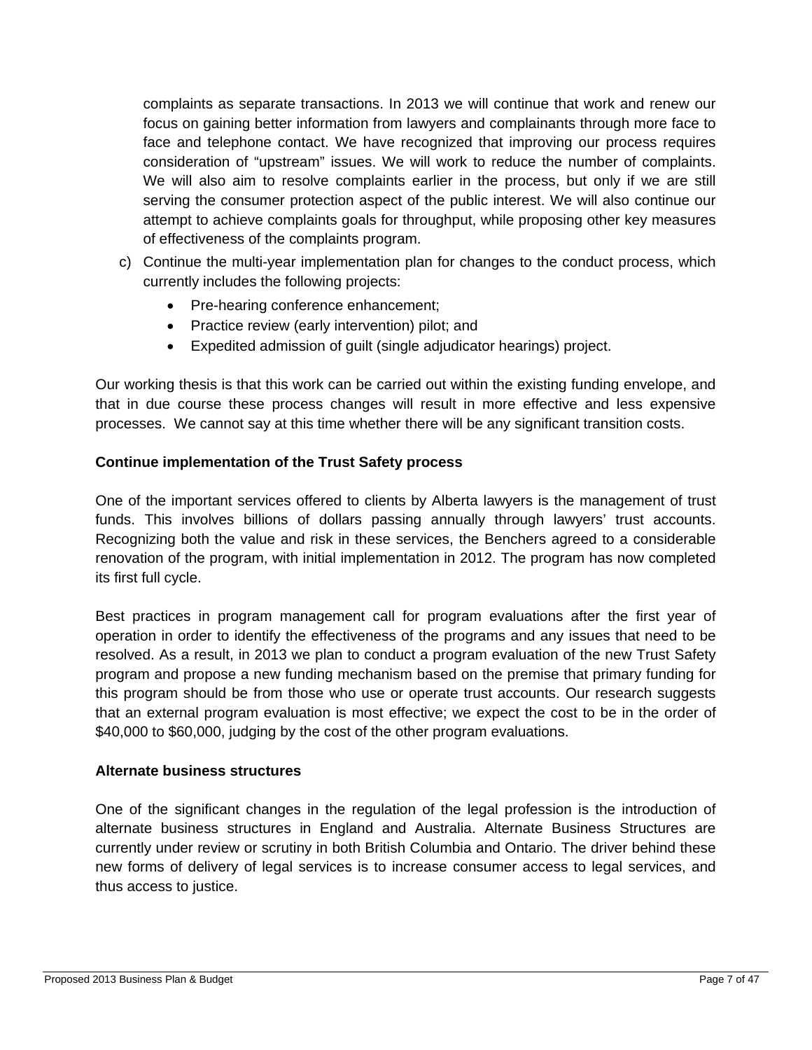complaints as separate transactions. In 2013 we will continue that work and renew our focus on gaining better information from lawyers and complainants through more face to face and telephone contact. We have recognized that improving our process requires consideration of "upstream" issues. We will work to reduce the number of complaints. We will also aim to resolve complaints earlier in the process, but only if we are still serving the consumer protection aspect of the public interest. We will also continue our attempt to achieve complaints goals for throughput, while proposing other key measures of effectiveness of the complaints program.

c) Continue the multi-year implementation plan for changes to the conduct process, which currently includes the following projects:
   - Pre-hearing conference enhancement;
   - Practice review (early intervention) pilot; and
   - Expedited admission of guilt (single adjudicator hearings) project.

Our working thesis is that this work can be carried out within the existing funding envelope, and that in due course these process changes will result in more effective and less expensive processes. We cannot say at this time whether there will be any significant transition costs.

**Continue implementation of the Trust Safety process**

One of the important services offered to clients by Alberta lawyers is the management of trust funds. This involves billions of dollars passing annually through lawyers' trust accounts. Recognizing both the value and risk in these services, the Benchers agreed to a considerable renovation of the program, with initial implementation in 2012. The program has now completed its first full cycle.

Best practices in program management call for program evaluations after the first year of operation in order to identify the effectiveness of the programs and any issues that need to be resolved. As a result, in 2013 we plan to conduct a program evaluation of the new Trust Safety program and propose a new funding mechanism based on the premise that primary funding for this program should be from those who use or operate trust accounts. Our research suggests that an external program evaluation is most effective; we expect the cost to be in the order of $40,000 to $60,000, judging by the cost of the other program evaluations.

**Alternate business structures**

One of the significant changes in the regulation of the legal profession is the introduction of alternate business structures in England and Australia. Alternate Business Structures are currently under review or scrutiny in both British Columbia and Ontario. The driver behind these new forms of delivery of legal services is to increase consumer access to legal services, and thus access to justice.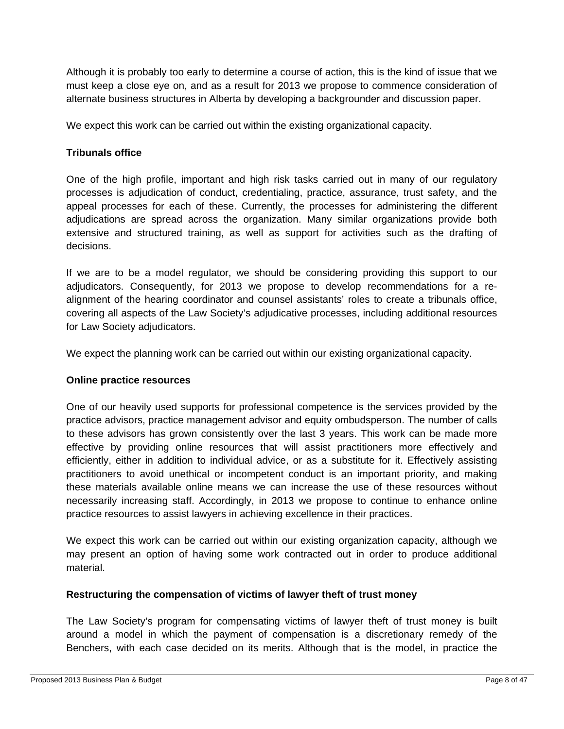Although it is probably too early to determine a course of action, this is the kind of issue that we must keep a close eye on, and as a result for 2013 we propose to commence consideration of alternate business structures in Alberta by developing a backgrounder and discussion paper.

We expect this work can be carried out within the existing organizational capacity.

**Tribunals office**

One of the high profile, important and high risk tasks carried out in many of our regulatory processes is adjudication of conduct, credentialing, practice, assurance, trust safety, and the appeal processes for each of these. Currently, the processes for administering the different adjudications are spread across the organization. Many similar organizations provide both extensive and structured training, as well as support for activities such as the drafting of decisions.

If we are to be a model regulator, we should be considering providing this support to our adjudicators. Consequently, for 2013 we propose to develop recommendations for a re-alignment of the hearing coordinator and counsel assistants' roles to create a tribunals office, covering all aspects of the Law Society's adjudicative processes, including additional resources for Law Society adjudicators.

We expect the planning work can be carried out within our existing organizational capacity.

**Online practice resources**

One of our heavily used supports for professional competence is the services provided by the practice advisors, practice management advisor and equity ombudsperson. The number of calls to these advisors has grown consistently over the last 3 years. This work can be made more effective by providing online resources that will assist practitioners more effectively and efficiently, either in addition to individual advice, or as a substitute for it. Effectively assisting practitioners to avoid unethical or incompetent conduct is an important priority, and making these materials available online means we can increase the use of these resources without necessarily increasing staff. Accordingly, in 2013 we propose to continue to enhance online practice resources to assist lawyers in achieving excellence in their practices.

We expect this work can be carried out within our existing organization capacity, although we may present an option of having some work contracted out in order to produce additional material.

**Restructuring the compensation of victims of lawyer theft of trust money**

The Law Society's program for compensating victims of lawyer theft of trust money is built around a model in which the payment of compensation is a discretionary remedy of the Benchers, with each case decided on its merits. Although that is the model, in practice the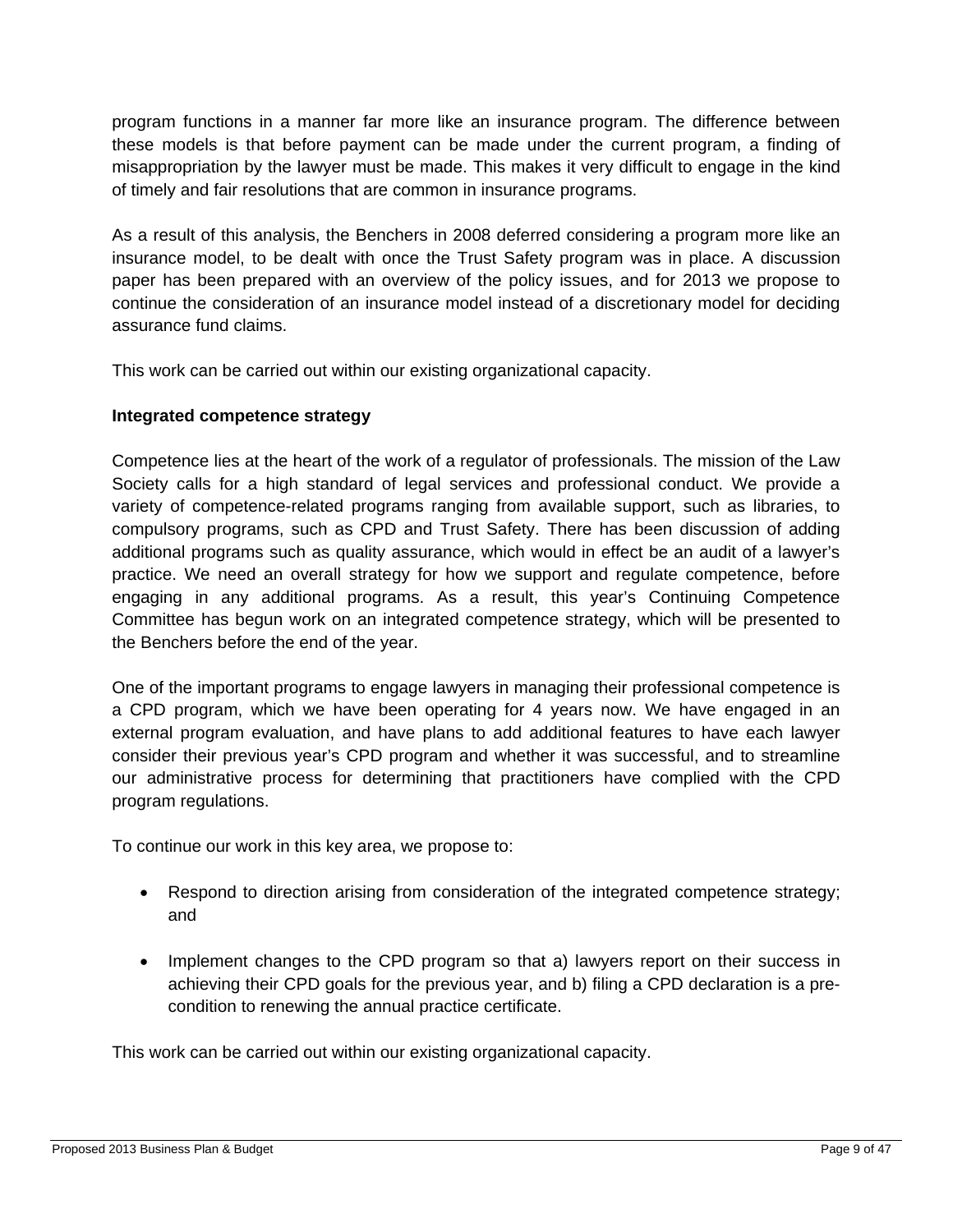program functions in a manner far more like an insurance program. The difference between these models is that before payment can be made under the current program, a finding of misappropriation by the lawyer must be made. This makes it very difficult to engage in the kind of timely and fair resolutions that are common in insurance programs.

As a result of this analysis, the Benchers in 2008 deferred considering a program more like an insurance model, to be dealt with once the Trust Safety program was in place. A discussion paper has been prepared with an overview of the policy issues, and for 2013 we propose to continue the consideration of an insurance model instead of a discretionary model for deciding assurance fund claims.

This work can be carried out within our existing organizational capacity.

**Integrated competence strategy**

Competence lies at the heart of the work of a regulator of professionals. The mission of the Law Society calls for a high standard of legal services and professional conduct. We provide a variety of competence-related programs ranging from available support, such as libraries, to compulsory programs, such as CPD and Trust Safety. There has been discussion of adding additional programs such as quality assurance, which would in effect be an audit of a lawyer's practice. We need an overall strategy for how we support and regulate competence, before engaging in any additional programs. As a result, this year's Continuing Competence Committee has begun work on an integrated competence strategy, which will be presented to the Benchers before the end of the year.

One of the important programs to engage lawyers in managing their professional competence is a CPD program, which we have been operating for 4 years now. We have engaged in an external program evaluation, and have plans to add additional features to have each lawyer consider their previous year's CPD program and whether it was successful, and to streamline our administrative process for determining that practitioners have complied with the CPD program regulations.

To continue our work in this key area, we propose to:

- Respond to direction arising from consideration of the integrated competence strategy; and

- Implement changes to the CPD program so that a) lawyers report on their success in achieving their CPD goals for the previous year, and b) filing a CPD declaration is a pre-condition to renewing the annual practice certificate.

This work can be carried out within our existing organizational capacity.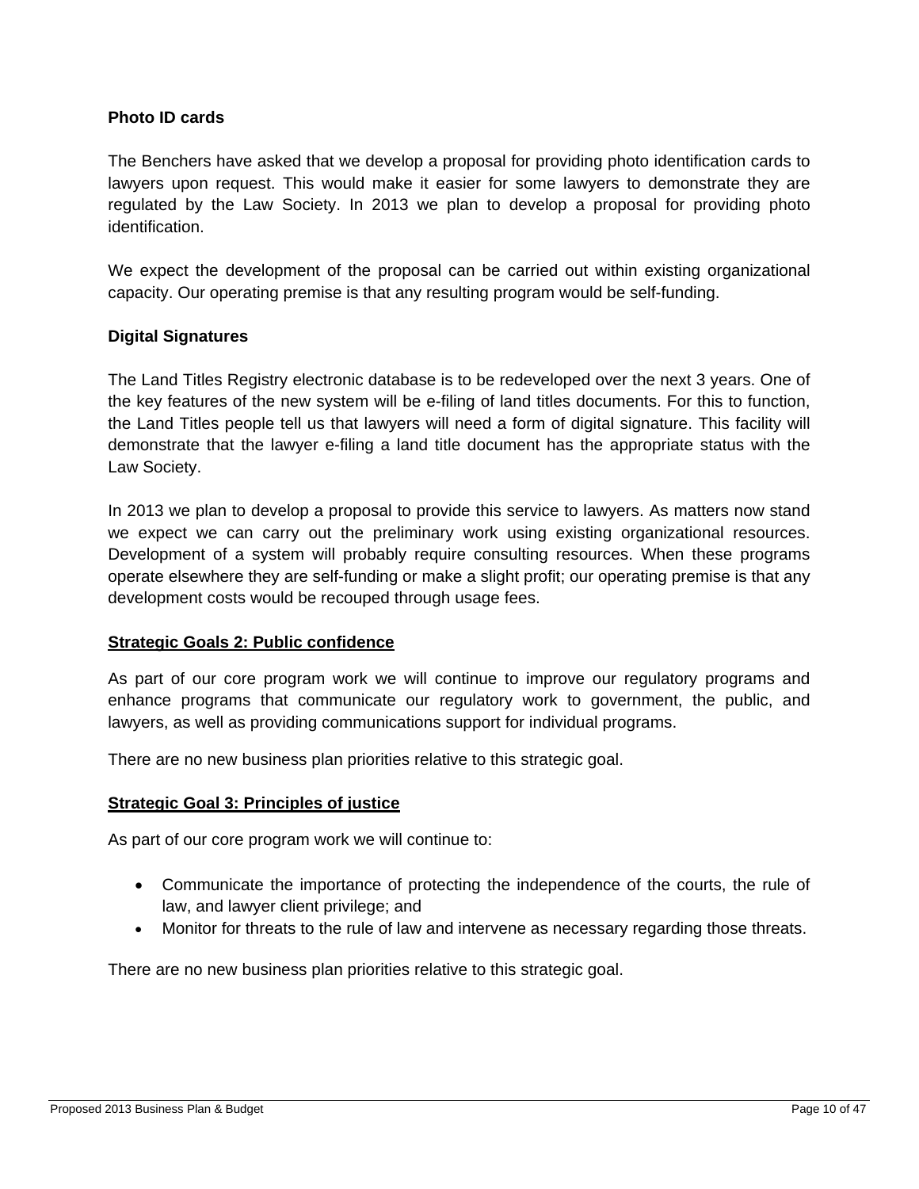**Photo ID cards**

The Benchers have asked that we develop a proposal for providing photo identification cards to lawyers upon request. This would make it easier for some lawyers to demonstrate they are regulated by the Law Society. In 2013 we plan to develop a proposal for providing photo identification.

We expect the development of the proposal can be carried out within existing organizational capacity. Our operating premise is that any resulting program would be self-funding.

**Digital Signatures**

The Land Titles Registry electronic database is to be redeveloped over the next 3 years. One of the key features of the new system will be e-filing of land titles documents. For this to function, the Land Titles people tell us that lawyers will need a form of digital signature. This facility will demonstrate that the lawyer e-filing a land title document has the appropriate status with the Law Society.

In 2013 we plan to develop a proposal to provide this service to lawyers. As matters now stand we expect we can carry out the preliminary work using existing organizational resources. Development of a system will probably require consulting resources. When these programs operate elsewhere they are self-funding or make a slight profit; our operating premise is that any development costs would be recouped through usage fees.

**Strategic Goals 2: Public confidence**

As part of our core program work we will continue to improve our regulatory programs and enhance programs that communicate our regulatory work to government, the public, and lawyers, as well as providing communications support for individual programs.

There are no new business plan priorities relative to this strategic goal.

**Strategic Goal 3: Principles of justice**

As part of our core program work we will continue to:

- Communicate the importance of protecting the independence of the courts, the rule of law, and lawyer client privilege; and
- Monitor for threats to the rule of law and intervene as necessary regarding those threats.

There are no new business plan priorities relative to this strategic goal.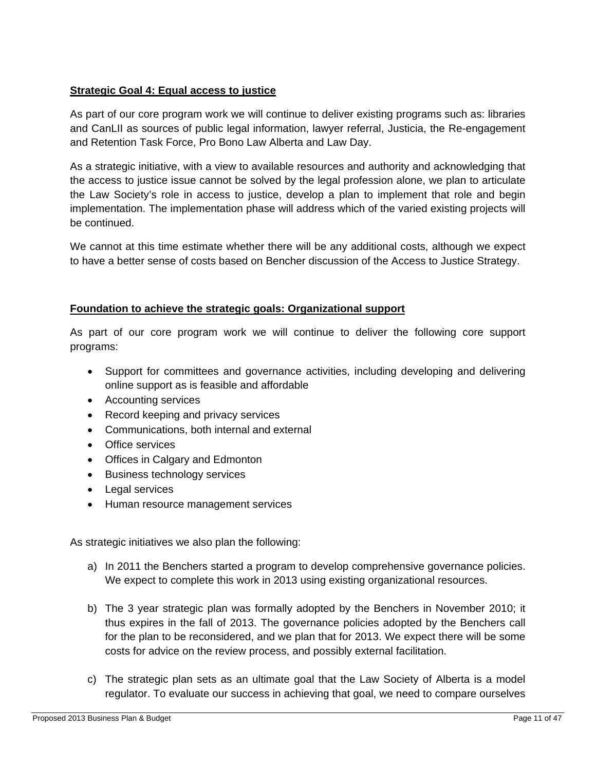**Strategic Goal 4: Equal access to justice**

As part of our core program work we will continue to deliver existing programs such as: libraries and CanLII as sources of public legal information, lawyer referral, Justicia, the Re-engagement and Retention Task Force, Pro Bono Law Alberta and Law Day.

As a strategic initiative, with a view to available resources and authority and acknowledging that the access to justice issue cannot be solved by the legal profession alone, we plan to articulate the Law Society's role in access to justice, develop a plan to implement that role and begin implementation. The implementation phase will address which of the varied existing projects will be continued.

We cannot at this time estimate whether there will be any additional costs, although we expect to have a better sense of costs based on Bencher discussion of the Access to Justice Strategy.

**Foundation to achieve the strategic goals: Organizational support**

As part of our core program work we will continue to deliver the following core support programs:

- Support for committees and governance activities, including developing and delivering online support as is feasible and affordable
- Accounting services
- Record keeping and privacy services
- Communications, both internal and external
- Office services
- Offices in Calgary and Edmonton
- Business technology services
- Legal services
- Human resource management services

As strategic initiatives we also plan the following:

a) In 2011 the Benchers started a program to develop comprehensive governance policies. We expect to complete this work in 2013 using existing organizational resources.

b) The 3 year strategic plan was formally adopted by the Benchers in November 2010; it thus expires in the fall of 2013. The governance policies adopted by the Benchers call for the plan to be reconsidered, and we plan that for 2013. We expect there will be some costs for advice on the review process, and possibly external facilitation.

c) The strategic plan sets as an ultimate goal that the Law Society of Alberta is a model regulator. To evaluate our success in achieving that goal, we need to compare ourselves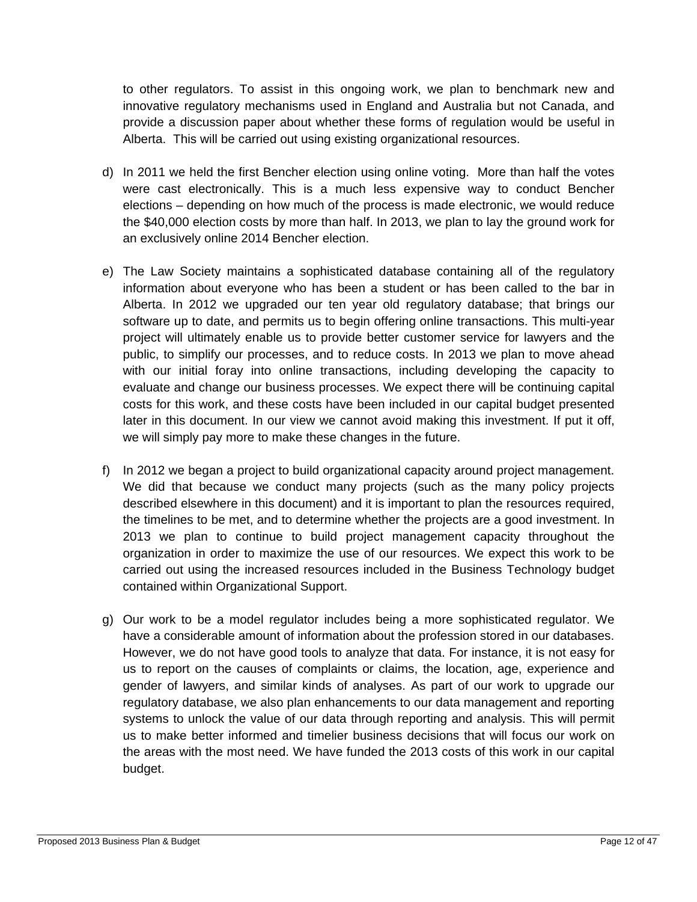to other regulators. To assist in this ongoing work, we plan to benchmark new and innovative regulatory mechanisms used in England and Australia but not Canada, and provide a discussion paper about whether these forms of regulation would be useful in Alberta. This will be carried out using existing organizational resources.

d) In 2011 we held the first Bencher election using online voting. More than half the votes were cast electronically. This is a much less expensive way to conduct Bencher elections – depending on how much of the process is made electronic, we would reduce the $40,000 election costs by more than half. In 2013, we plan to lay the ground work for an exclusively online 2014 Bencher election.

e) The Law Society maintains a sophisticated database containing all of the regulatory information about everyone who has been a student or has been called to the bar in Alberta. In 2012 we upgraded our ten year old regulatory database; that brings our software up to date, and permits us to begin offering online transactions. This multi-year project will ultimately enable us to provide better customer service for lawyers and the public, to simplify our processes, and to reduce costs. In 2013 we plan to move ahead with our initial foray into online transactions, including developing the capacity to evaluate and change our business processes. We expect there will be continuing capital costs for this work, and these costs have been included in our capital budget presented later in this document. In our view we cannot avoid making this investment. If put it off, we will simply pay more to make these changes in the future.

f) In 2012 we began a project to build organizational capacity around project management. We did that because we conduct many projects (such as the many policy projects described elsewhere in this document) and it is important to plan the resources required, the timelines to be met, and to determine whether the projects are a good investment. In 2013 we plan to continue to build project management capacity throughout the organization in order to maximize the use of our resources. We expect this work to be carried out using the increased resources included in the Business Technology budget contained within Organizational Support.

g) Our work to be a model regulator includes being a more sophisticated regulator. We have a considerable amount of information about the profession stored in our databases. However, we do not have good tools to analyze that data. For instance, it is not easy for us to report on the causes of complaints or claims, the location, age, experience and gender of lawyers, and similar kinds of analyses. As part of our work to upgrade our regulatory database, we also plan enhancements to our data management and reporting systems to unlock the value of our data through reporting and analysis. This will permit us to make better informed and timelier business decisions that will focus our work on the areas with the most need. We have funded the 2013 costs of this work in our capital budget.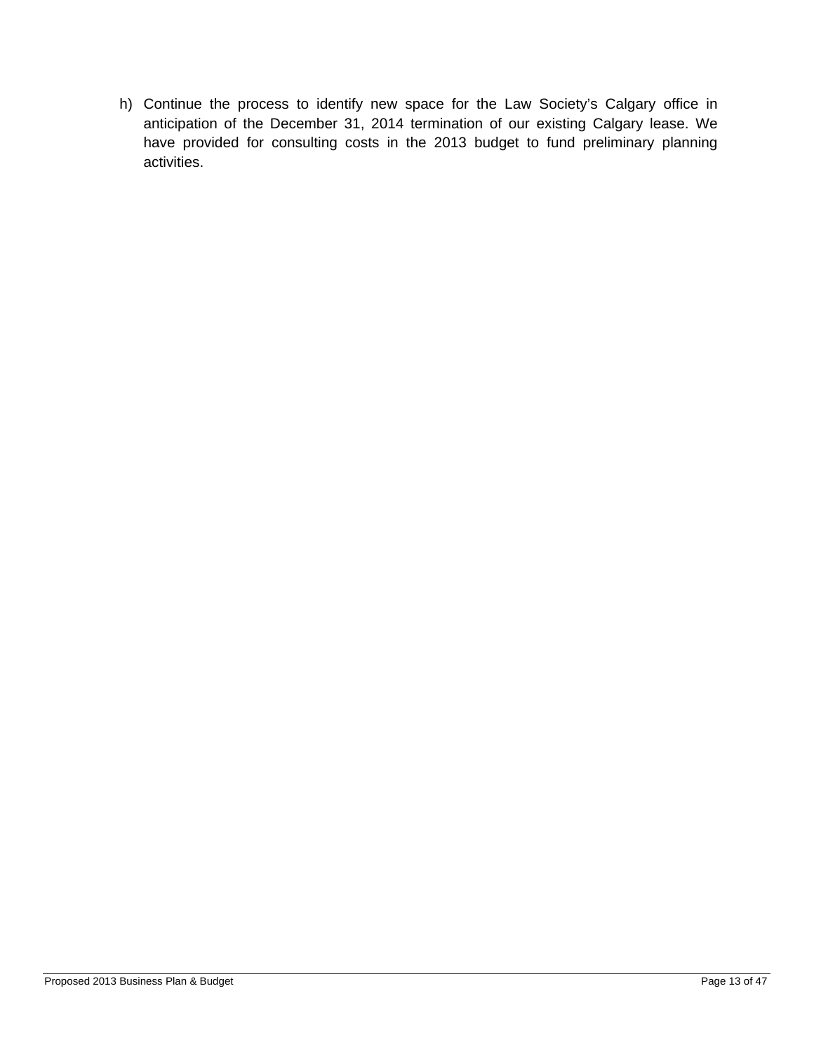h) Continue the process to identify new space for the Law Society's Calgary office in anticipation of the December 31, 2014 termination of our existing Calgary lease. We have provided for consulting costs in the 2013 budget to fund preliminary planning activities.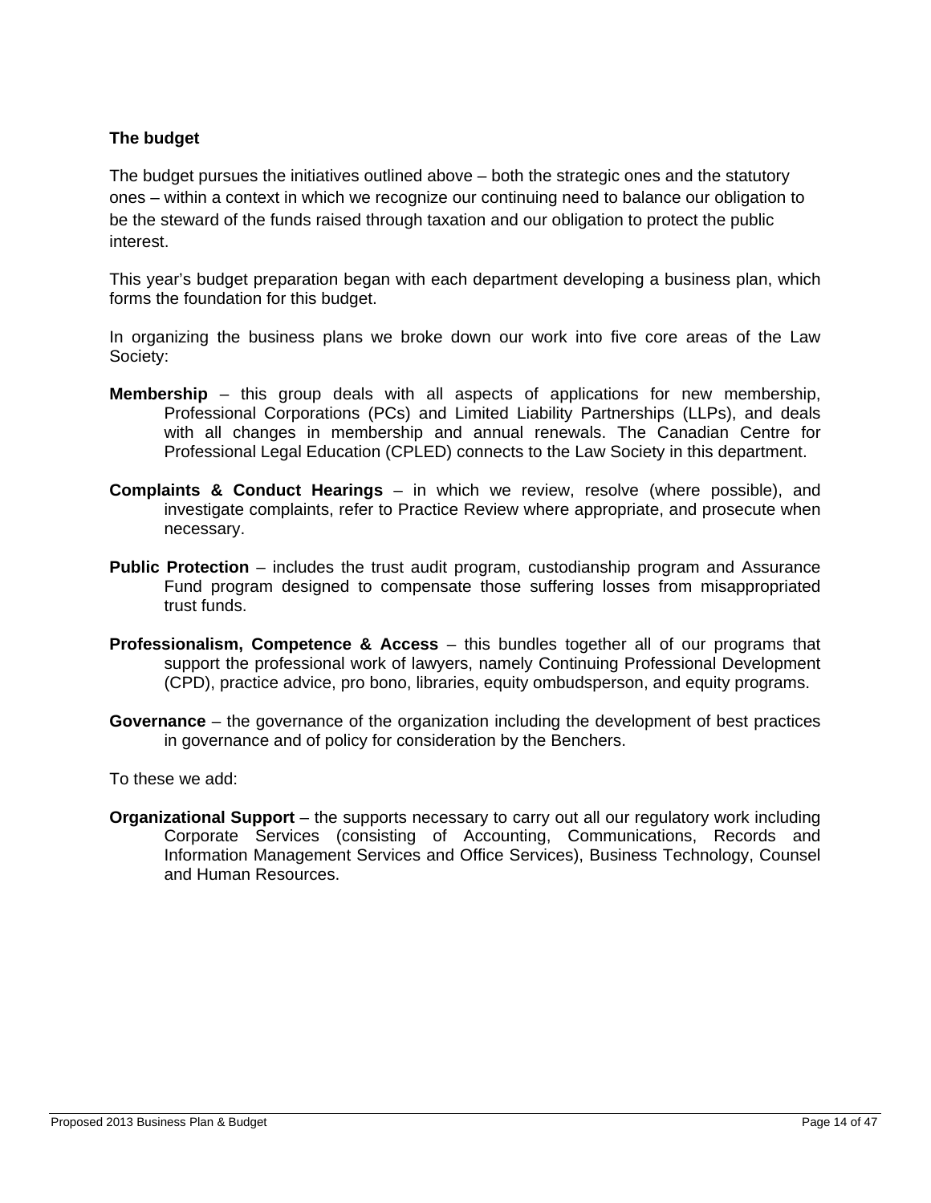### The budget

The budget pursues the initiatives outlined above – both the strategic ones and the statutory ones – within a context in which we recognize our continuing need to balance our obligation to be the steward of the funds raised through taxation and our obligation to protect the public interest.

This year's budget preparation began with each department developing a business plan, which forms the foundation for this budget.

In organizing the business plans we broke down our work into five core areas of the Law Society:

**Membership** – this group deals with all aspects of applications for new membership, Professional Corporations (PCs) and Limited Liability Partnerships (LLPs), and deals with all changes in membership and annual renewals. The Canadian Centre for Professional Legal Education (CPLED) connects to the Law Society in this department.

**Complaints & Conduct Hearings** – in which we review, resolve (where possible), and investigate complaints, refer to Practice Review where appropriate, and prosecute when necessary.

**Public Protection** – includes the trust audit program, custodianship program and Assurance Fund program designed to compensate those suffering losses from misappropriated trust funds.

**Professionalism, Competence & Access** – this bundles together all of our programs that support the professional work of lawyers, namely Continuing Professional Development (CPD), practice advice, pro bono, libraries, equity ombudsperson, and equity programs.

**Governance** – the governance of the organization including the development of best practices in governance and of policy for consideration by the Benchers.

To these we add:

**Organizational Support** – the supports necessary to carry out all our regulatory work including Corporate Services (consisting of Accounting, Communications, Records and Information Management Services and Office Services), Business Technology, Counsel and Human Resources.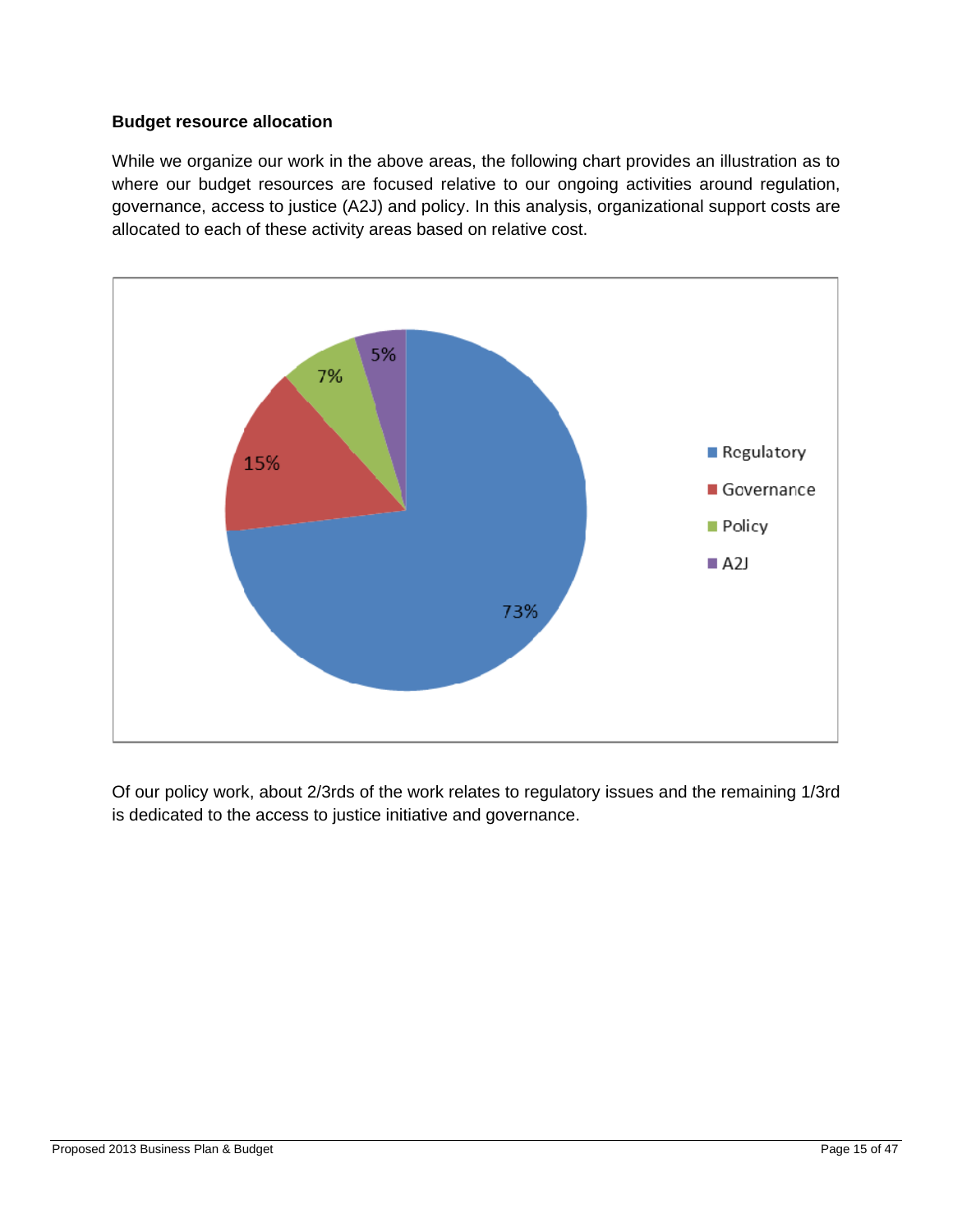### Budget resource allocation

While we organize our work in the above areas, the following chart provides an illustration as to where our budget resources are focused relative to our ongoing activities around regulation, governance, access to justice (A2J) and policy. In this analysis, organizational support costs are allocated to each of these activity areas based on relative cost.

| Activity | Share |
| --- | --- |
| Regulatory | 73% |
| Governance | 15% |
| Policy | 7% |
| A2J | 5% |

Of our policy work, about 2/3rds of the work relates to regulatory issues and the remaining 1/3rd is dedicated to the access to justice initiative and governance.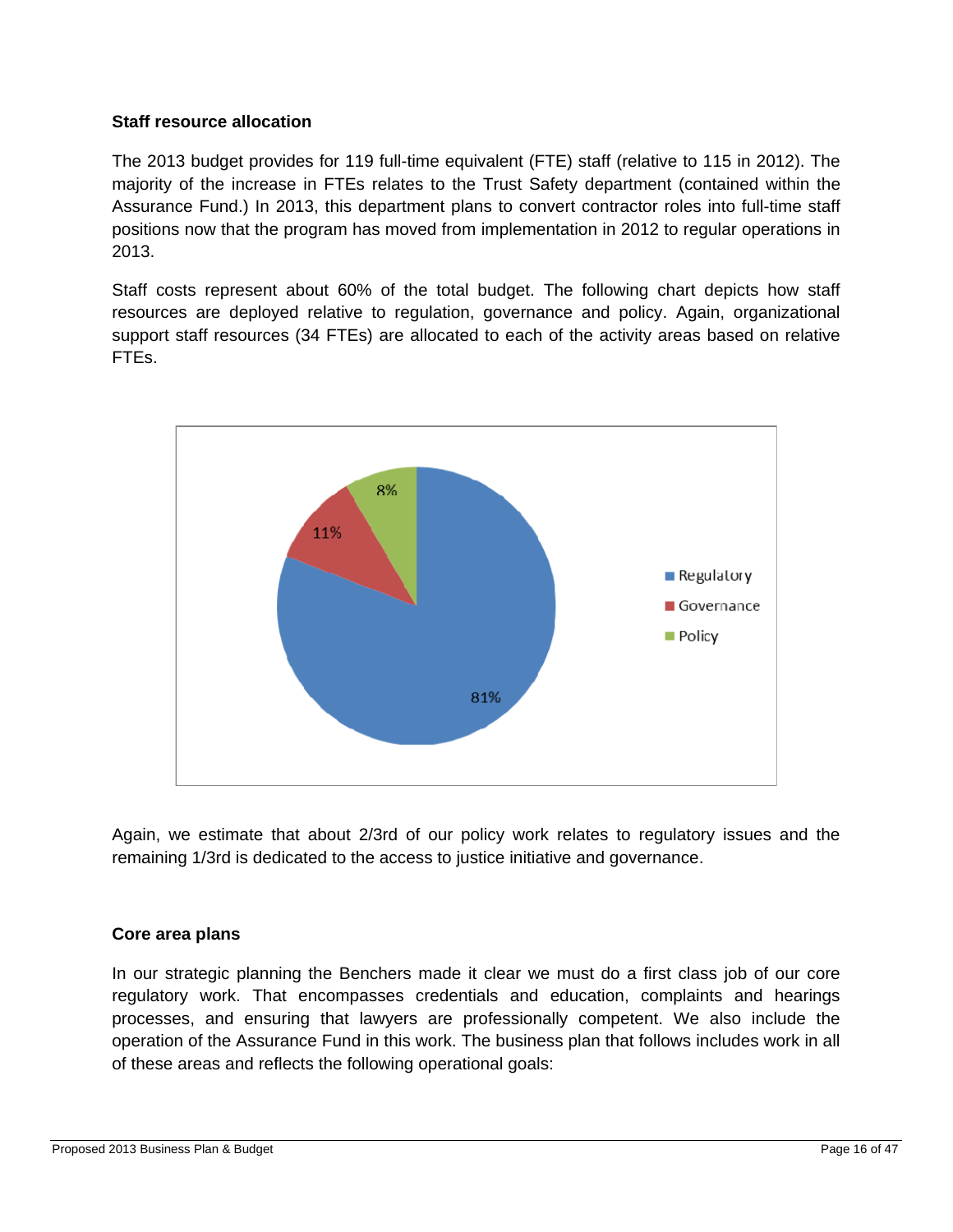**Staff resource allocation**

The 2013 budget provides for 119 full-time equivalent (FTE) staff (relative to 115 in 2012). The majority of the increase in FTEs relates to the Trust Safety department (contained within the Assurance Fund.) In 2013, this department plans to convert contractor roles into full-time staff positions now that the program has moved from implementation in 2012 to regular operations in 2013.

Staff costs represent about 60% of the total budget. The following chart depicts how staff resources are deployed relative to regulation, governance and policy. Again, organizational support staff resources (34 FTEs) are allocated to each of the activity areas based on relative FTEs.

| Activity | Share |
|---|---|
| Regulatory | 81% |
| Governance | 11% |
| Policy | 8% |

Again, we estimate that about 2/3rd of our policy work relates to regulatory issues and the remaining 1/3rd is dedicated to the access to justice initiative and governance.

**Core area plans**

In our strategic planning the Benchers made it clear we must do a first class job of our core regulatory work. That encompasses credentials and education, complaints and hearings processes, and ensuring that lawyers are professionally competent. We also include the operation of the Assurance Fund in this work. The business plan that follows includes work in all of these areas and reflects the following operational goals: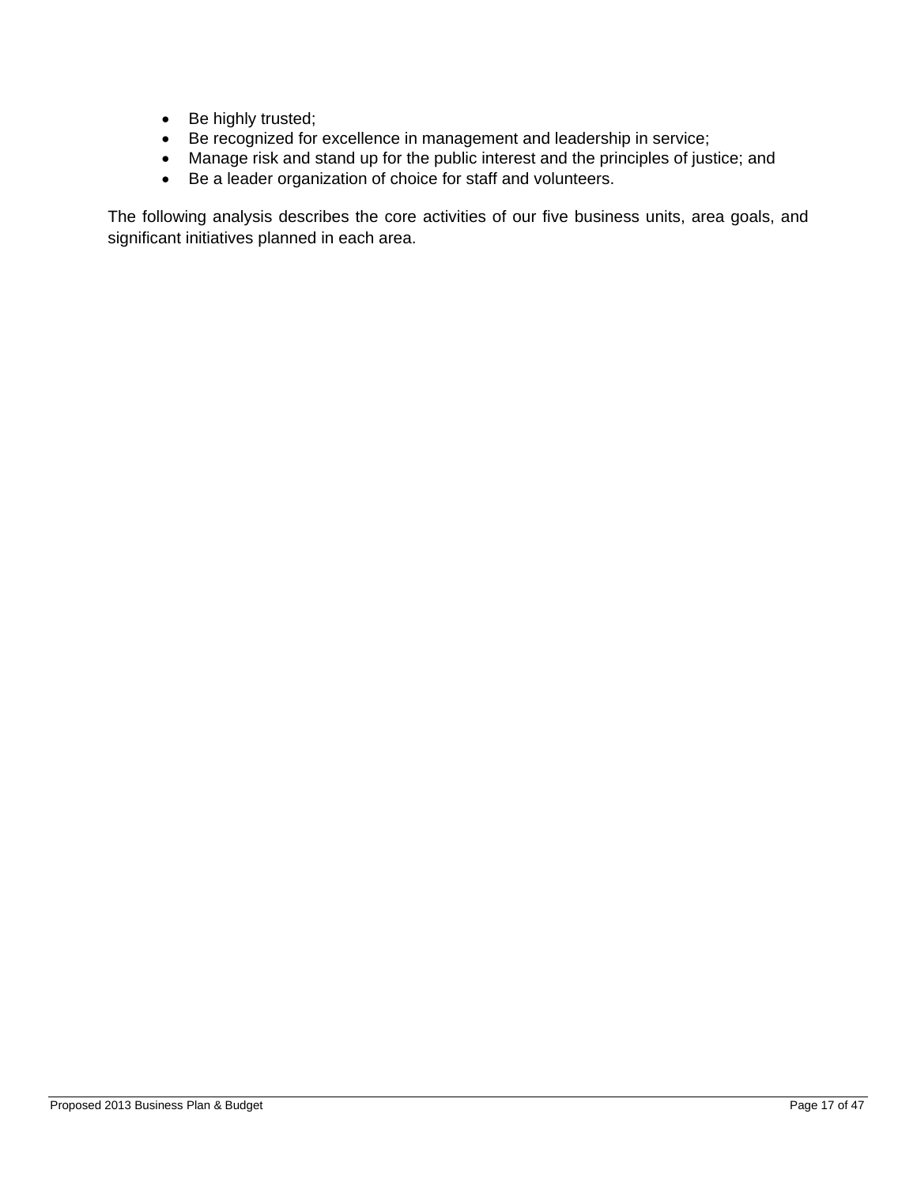- Be highly trusted;
- Be recognized for excellence in management and leadership in service;
- Manage risk and stand up for the public interest and the principles of justice; and
- Be a leader organization of choice for staff and volunteers.

The following analysis describes the core activities of our five business units, area goals, and significant initiatives planned in each area.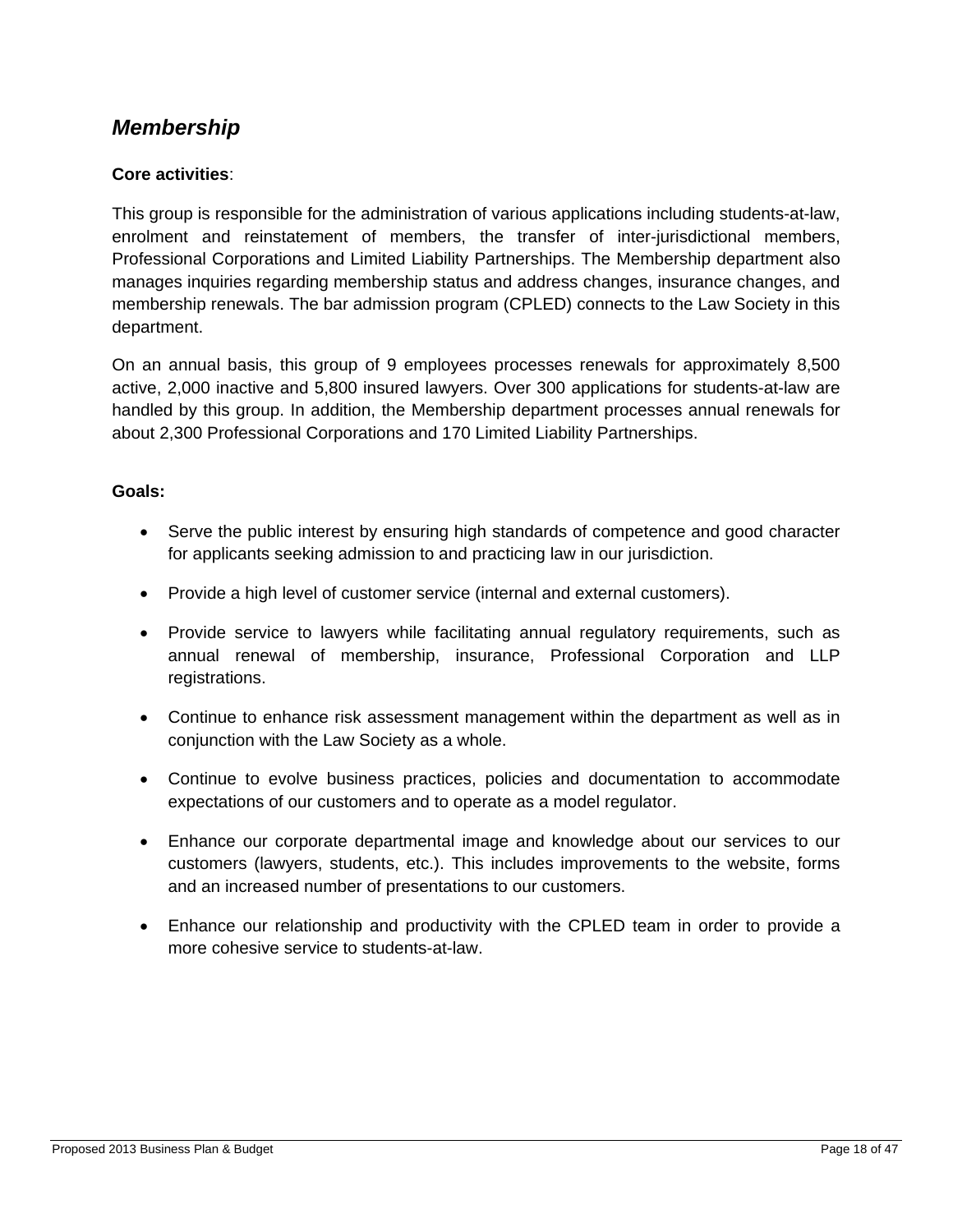## *Membership*

**Core activities**:

This group is responsible for the administration of various applications including students-at-law, enrolment and reinstatement of members, the transfer of inter-jurisdictional members, Professional Corporations and Limited Liability Partnerships. The Membership department also manages inquiries regarding membership status and address changes, insurance changes, and membership renewals. The bar admission program (CPLED) connects to the Law Society in this department.

On an annual basis, this group of 9 employees processes renewals for approximately 8,500 active, 2,000 inactive and 5,800 insured lawyers. Over 300 applications for students-at-law are handled by this group. In addition, the Membership department processes annual renewals for about 2,300 Professional Corporations and 170 Limited Liability Partnerships.

**Goals:**

- Serve the public interest by ensuring high standards of competence and good character for applicants seeking admission to and practicing law in our jurisdiction.
- Provide a high level of customer service (internal and external customers).
- Provide service to lawyers while facilitating annual regulatory requirements, such as annual renewal of membership, insurance, Professional Corporation and LLP registrations.
- Continue to enhance risk assessment management within the department as well as in conjunction with the Law Society as a whole.
- Continue to evolve business practices, policies and documentation to accommodate expectations of our customers and to operate as a model regulator.
- Enhance our corporate departmental image and knowledge about our services to our customers (lawyers, students, etc.). This includes improvements to the website, forms and an increased number of presentations to our customers.
- Enhance our relationship and productivity with the CPLED team in order to provide a more cohesive service to students-at-law.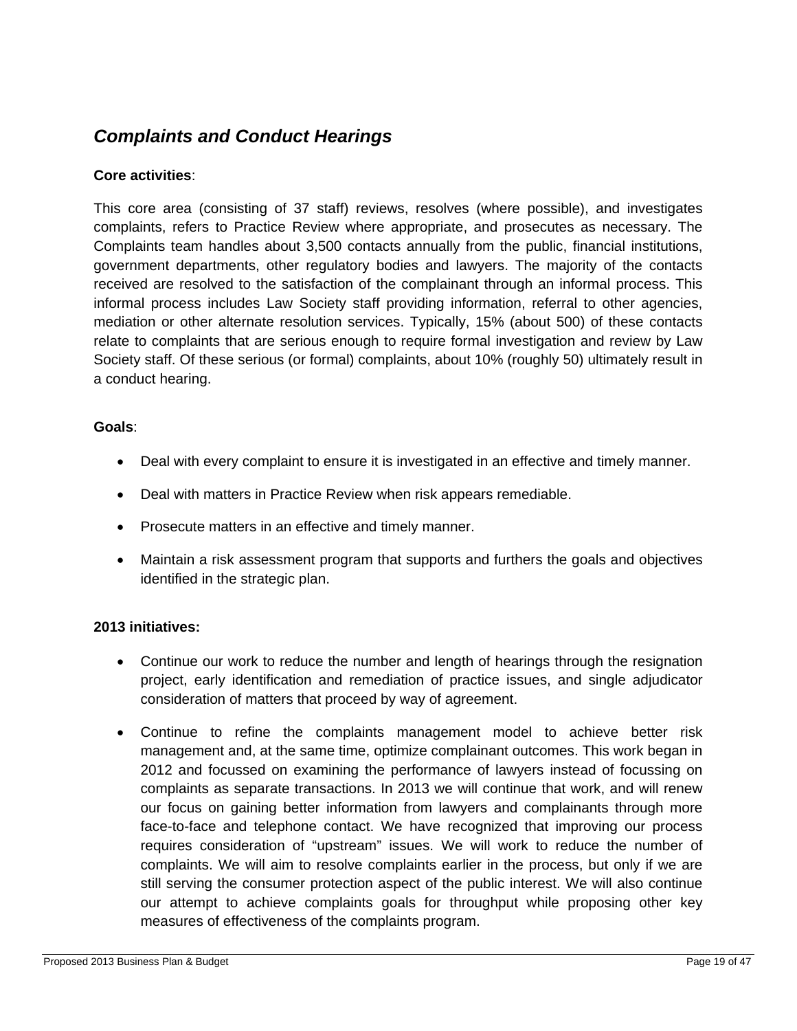## *Complaints and Conduct Hearings*

**Core activities**:

This core area (consisting of 37 staff) reviews, resolves (where possible), and investigates complaints, refers to Practice Review where appropriate, and prosecutes as necessary. The Complaints team handles about 3,500 contacts annually from the public, financial institutions, government departments, other regulatory bodies and lawyers. The majority of the contacts received are resolved to the satisfaction of the complainant through an informal process. This informal process includes Law Society staff providing information, referral to other agencies, mediation or other alternate resolution services. Typically, 15% (about 500) of these contacts relate to complaints that are serious enough to require formal investigation and review by Law Society staff. Of these serious (or formal) complaints, about 10% (roughly 50) ultimately result in a conduct hearing.

**Goals**:

- Deal with every complaint to ensure it is investigated in an effective and timely manner.
- Deal with matters in Practice Review when risk appears remediable.
- Prosecute matters in an effective and timely manner.
- Maintain a risk assessment program that supports and furthers the goals and objectives identified in the strategic plan.

**2013 initiatives:**

- Continue our work to reduce the number and length of hearings through the resignation project, early identification and remediation of practice issues, and single adjudicator consideration of matters that proceed by way of agreement.
- Continue to refine the complaints management model to achieve better risk management and, at the same time, optimize complainant outcomes. This work began in 2012 and focussed on examining the performance of lawyers instead of focussing on complaints as separate transactions. In 2013 we will continue that work, and will renew our focus on gaining better information from lawyers and complainants through more face-to-face and telephone contact. We have recognized that improving our process requires consideration of "upstream" issues. We will work to reduce the number of complaints. We will aim to resolve complaints earlier in the process, but only if we are still serving the consumer protection aspect of the public interest. We will also continue our attempt to achieve complaints goals for throughput while proposing other key measures of effectiveness of the complaints program.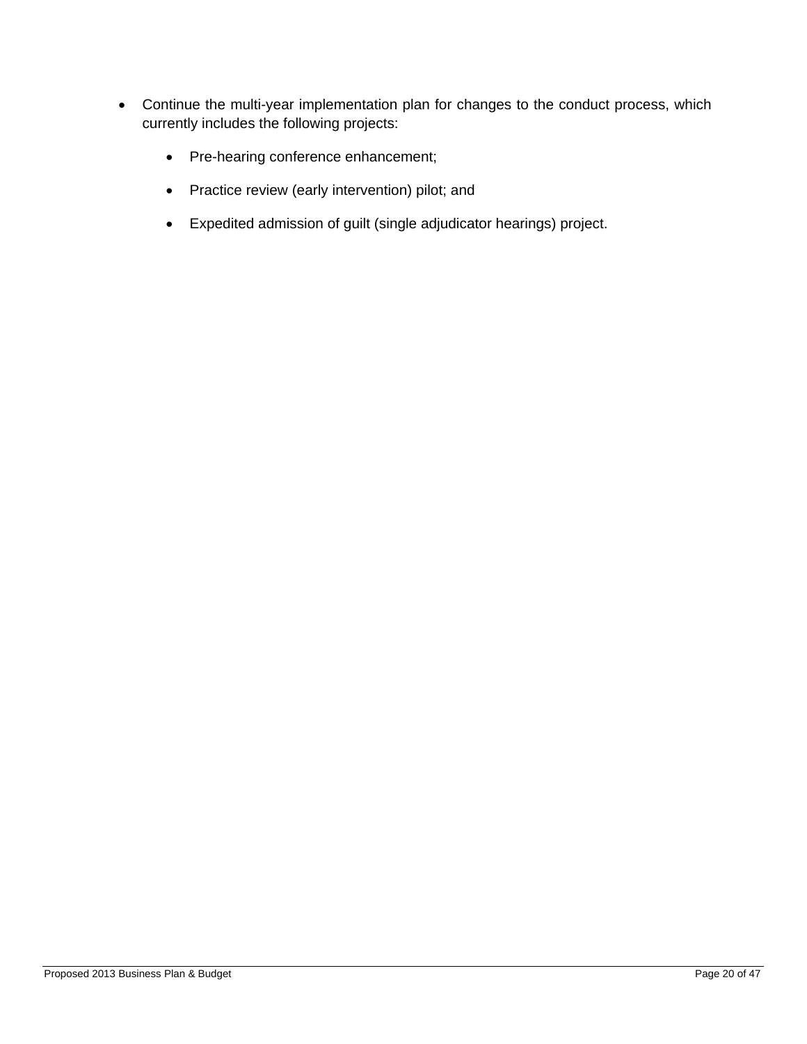- Continue the multi-year implementation plan for changes to the conduct process, which currently includes the following projects:

  - Pre-hearing conference enhancement;

  - Practice review (early intervention) pilot; and

  - Expedited admission of guilt (single adjudicator hearings) project.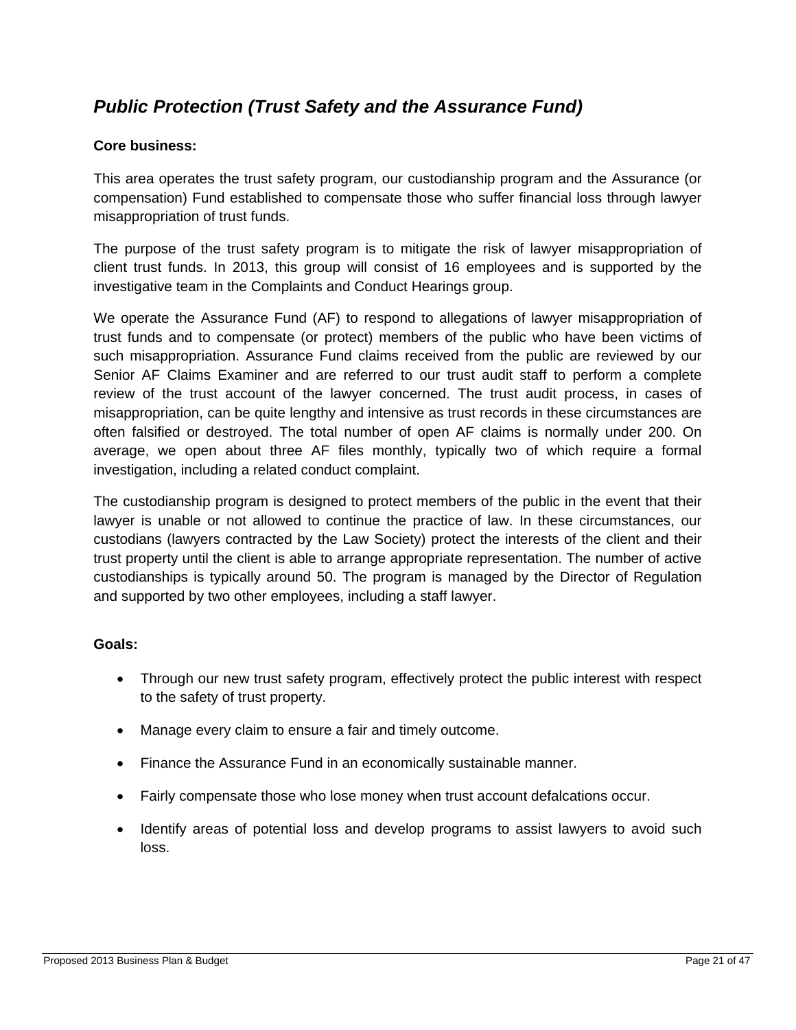## *Public Protection (Trust Safety and the Assurance Fund)*

**Core business:**

This area operates the trust safety program, our custodianship program and the Assurance (or compensation) Fund established to compensate those who suffer financial loss through lawyer misappropriation of trust funds.

The purpose of the trust safety program is to mitigate the risk of lawyer misappropriation of client trust funds. In 2013, this group will consist of 16 employees and is supported by the investigative team in the Complaints and Conduct Hearings group.

We operate the Assurance Fund (AF) to respond to allegations of lawyer misappropriation of trust funds and to compensate (or protect) members of the public who have been victims of such misappropriation. Assurance Fund claims received from the public are reviewed by our Senior AF Claims Examiner and are referred to our trust audit staff to perform a complete review of the trust account of the lawyer concerned. The trust audit process, in cases of misappropriation, can be quite lengthy and intensive as trust records in these circumstances are often falsified or destroyed. The total number of open AF claims is normally under 200. On average, we open about three AF files monthly, typically two of which require a formal investigation, including a related conduct complaint.

The custodianship program is designed to protect members of the public in the event that their lawyer is unable or not allowed to continue the practice of law. In these circumstances, our custodians (lawyers contracted by the Law Society) protect the interests of the client and their trust property until the client is able to arrange appropriate representation. The number of active custodianships is typically around 50. The program is managed by the Director of Regulation and supported by two other employees, including a staff lawyer.

**Goals:**

- Through our new trust safety program, effectively protect the public interest with respect to the safety of trust property.
- Manage every claim to ensure a fair and timely outcome.
- Finance the Assurance Fund in an economically sustainable manner.
- Fairly compensate those who lose money when trust account defalcations occur.
- Identify areas of potential loss and develop programs to assist lawyers to avoid such loss.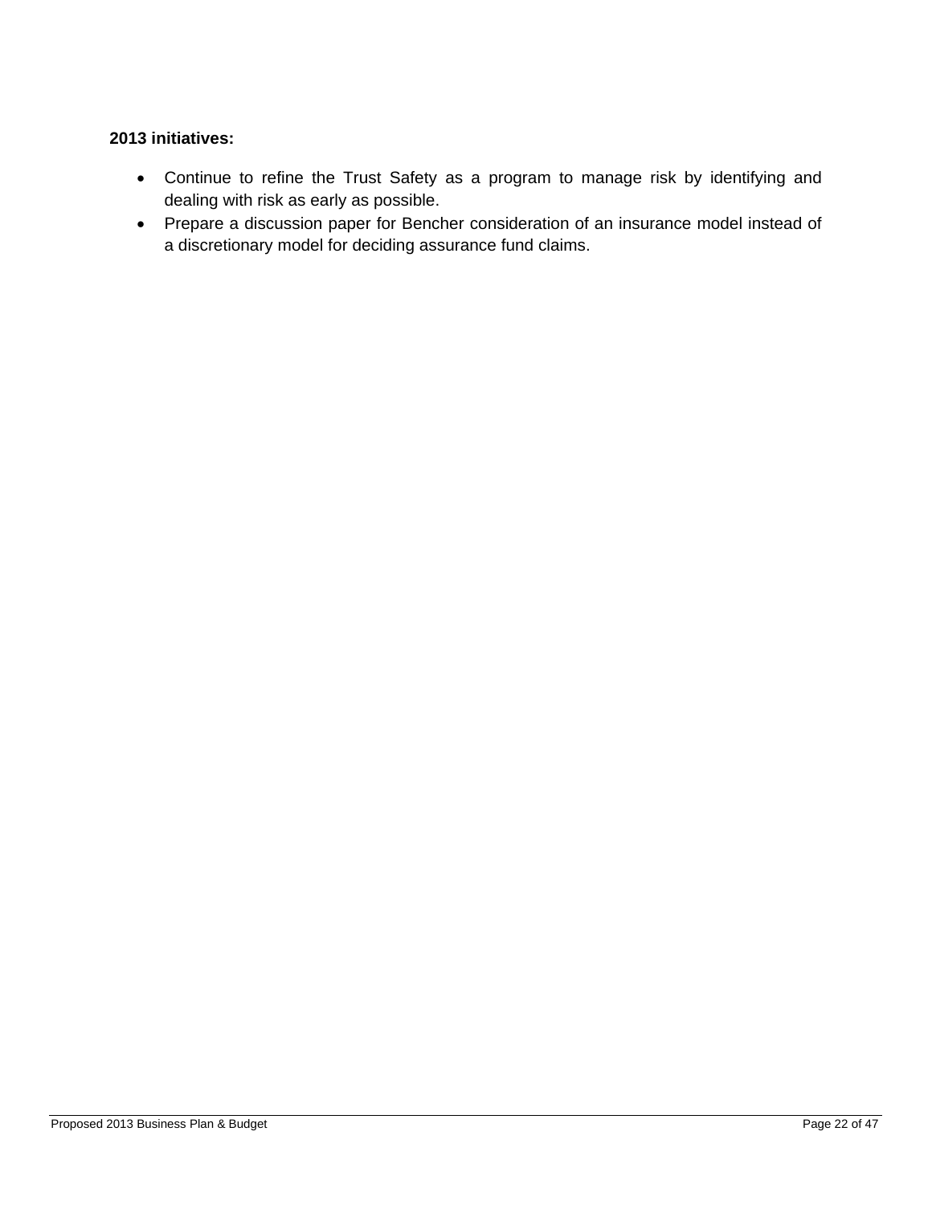**2013 initiatives:**

- Continue to refine the Trust Safety as a program to manage risk by identifying and dealing with risk as early as possible.
- Prepare a discussion paper for Bencher consideration of an insurance model instead of a discretionary model for deciding assurance fund claims.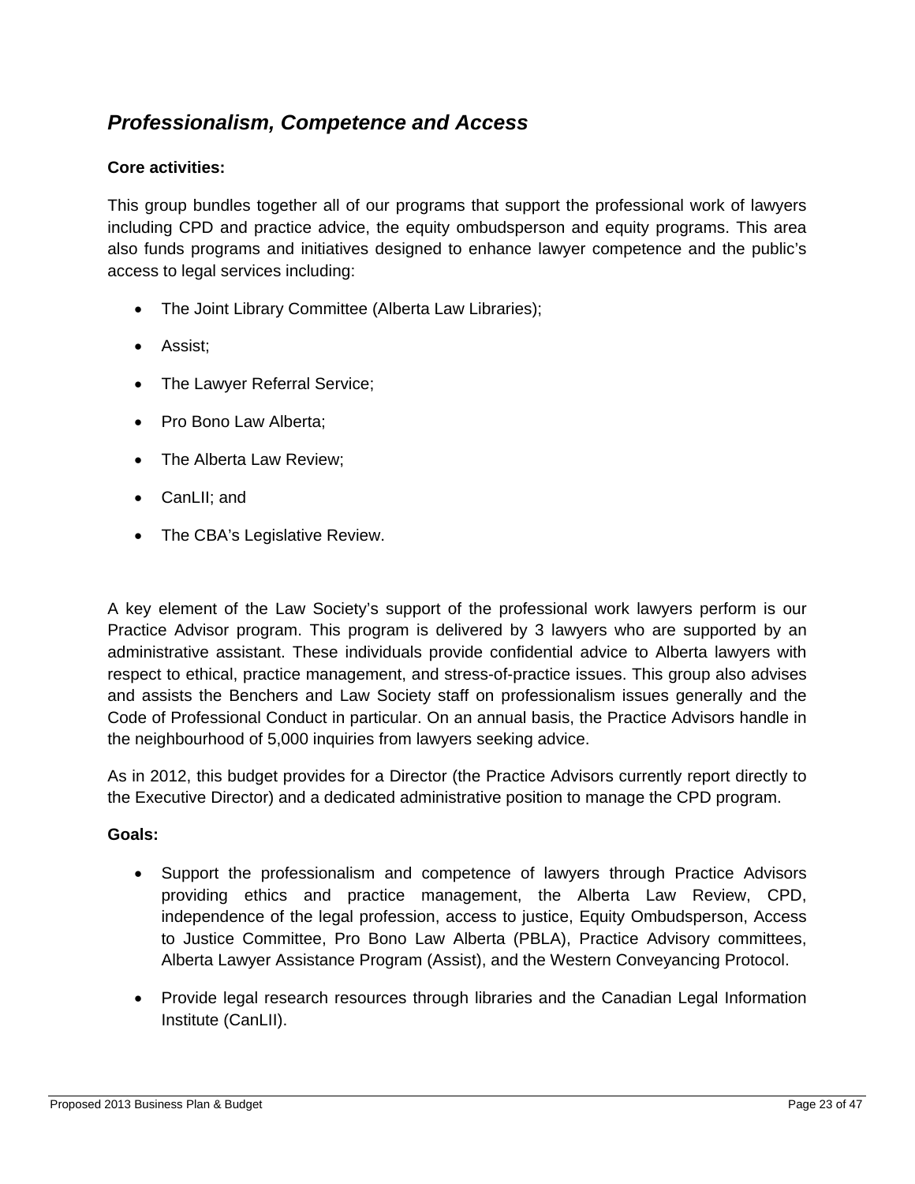## *Professionalism, Competence and Access*

**Core activities:**

This group bundles together all of our programs that support the professional work of lawyers including CPD and practice advice, the equity ombudsperson and equity programs. This area also funds programs and initiatives designed to enhance lawyer competence and the public's access to legal services including:

- The Joint Library Committee (Alberta Law Libraries);
- Assist;
- The Lawyer Referral Service;
- Pro Bono Law Alberta;
- The Alberta Law Review;
- CanLII; and
- The CBA's Legislative Review.

A key element of the Law Society's support of the professional work lawyers perform is our Practice Advisor program. This program is delivered by 3 lawyers who are supported by an administrative assistant. These individuals provide confidential advice to Alberta lawyers with respect to ethical, practice management, and stress-of-practice issues. This group also advises and assists the Benchers and Law Society staff on professionalism issues generally and the Code of Professional Conduct in particular. On an annual basis, the Practice Advisors handle in the neighbourhood of 5,000 inquiries from lawyers seeking advice.

As in 2012, this budget provides for a Director (the Practice Advisors currently report directly to the Executive Director) and a dedicated administrative position to manage the CPD program.

**Goals:**

- Support the professionalism and competence of lawyers through Practice Advisors providing ethics and practice management, the Alberta Law Review, CPD, independence of the legal profession, access to justice, Equity Ombudsperson, Access to Justice Committee, Pro Bono Law Alberta (PBLA), Practice Advisory committees, Alberta Lawyer Assistance Program (Assist), and the Western Conveyancing Protocol.
- Provide legal research resources through libraries and the Canadian Legal Information Institute (CanLII).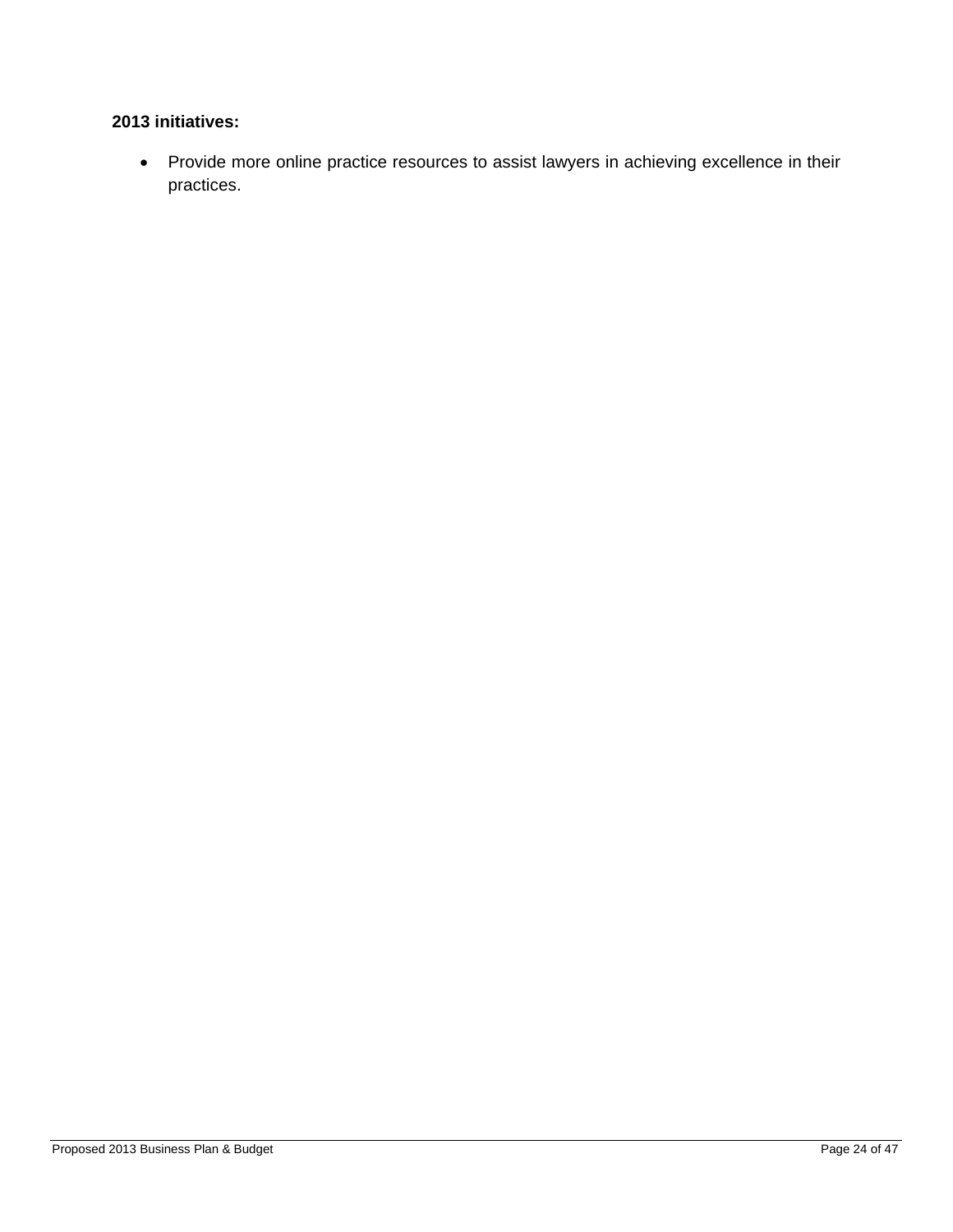**2013 initiatives:**

- Provide more online practice resources to assist lawyers in achieving excellence in their practices.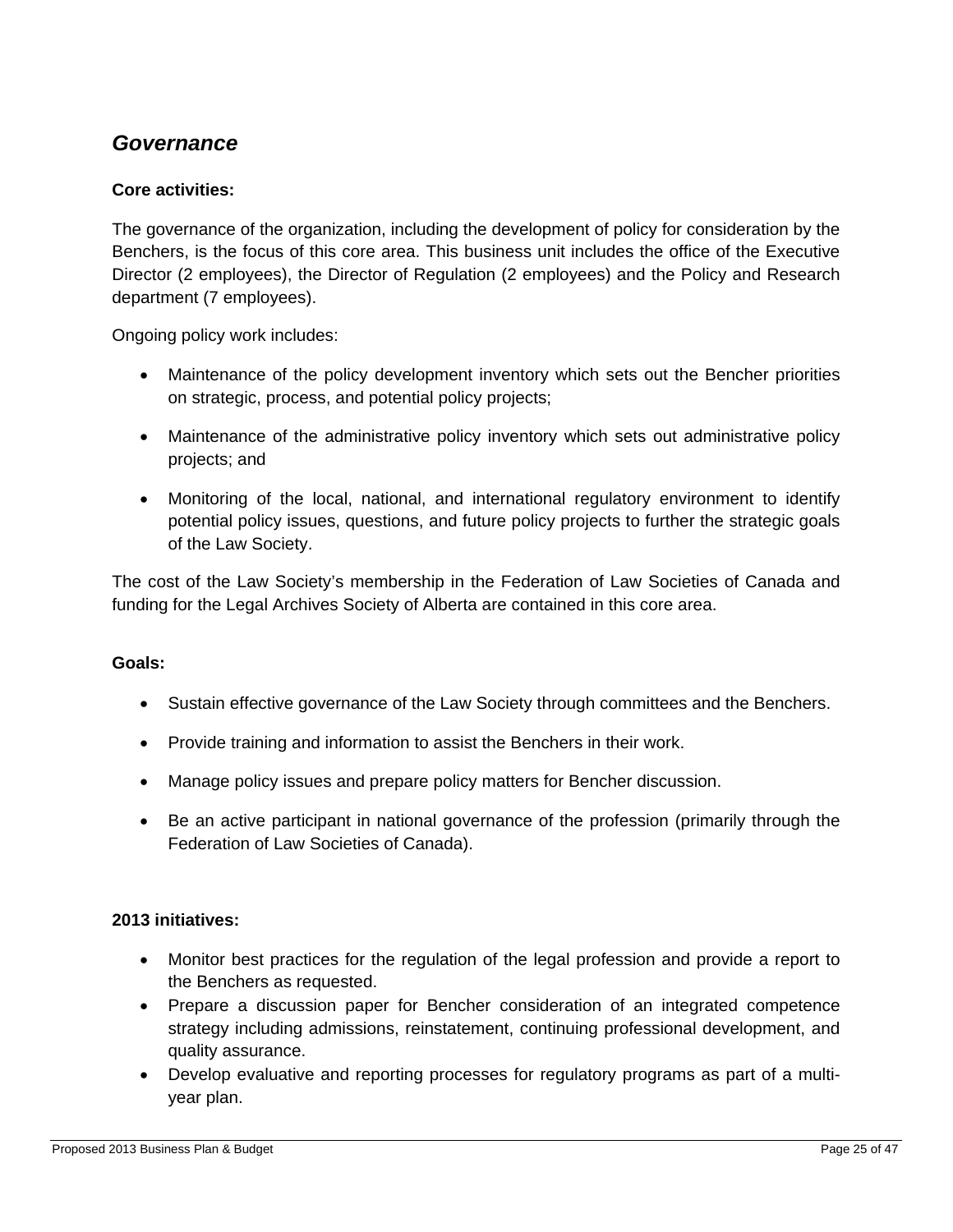## *Governance*

**Core activities:**

The governance of the organization, including the development of policy for consideration by the Benchers, is the focus of this core area. This business unit includes the office of the Executive Director (2 employees), the Director of Regulation (2 employees) and the Policy and Research department (7 employees).

Ongoing policy work includes:

- Maintenance of the policy development inventory which sets out the Bencher priorities on strategic, process, and potential policy projects;
- Maintenance of the administrative policy inventory which sets out administrative policy projects; and
- Monitoring of the local, national, and international regulatory environment to identify potential policy issues, questions, and future policy projects to further the strategic goals of the Law Society.

The cost of the Law Society's membership in the Federation of Law Societies of Canada and funding for the Legal Archives Society of Alberta are contained in this core area.

**Goals:**

- Sustain effective governance of the Law Society through committees and the Benchers.
- Provide training and information to assist the Benchers in their work.
- Manage policy issues and prepare policy matters for Bencher discussion.
- Be an active participant in national governance of the profession (primarily through the Federation of Law Societies of Canada).

**2013 initiatives:**

- Monitor best practices for the regulation of the legal profession and provide a report to the Benchers as requested.
- Prepare a discussion paper for Bencher consideration of an integrated competence strategy including admissions, reinstatement, continuing professional development, and quality assurance.
- Develop evaluative and reporting processes for regulatory programs as part of a multi-year plan.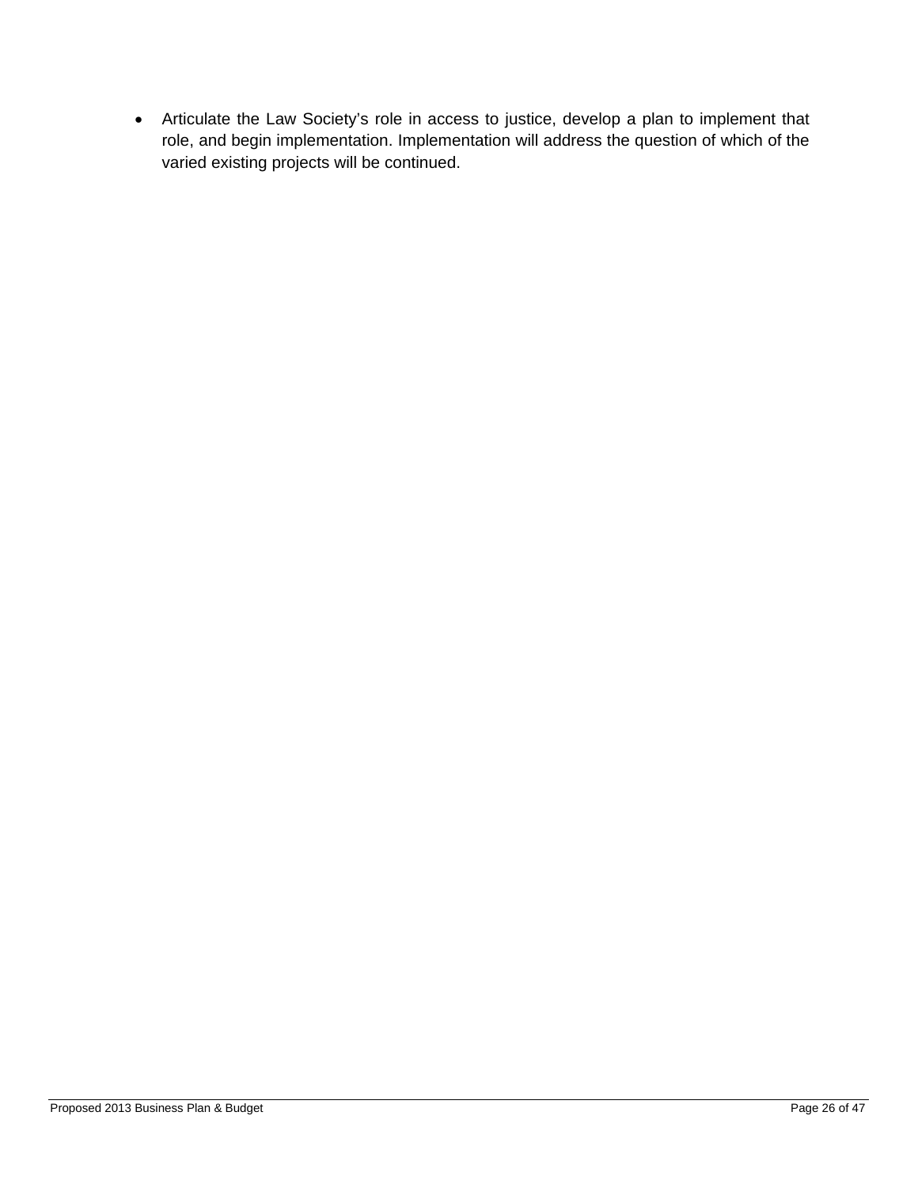- Articulate the Law Society's role in access to justice, develop a plan to implement that role, and begin implementation. Implementation will address the question of which of the varied existing projects will be continued.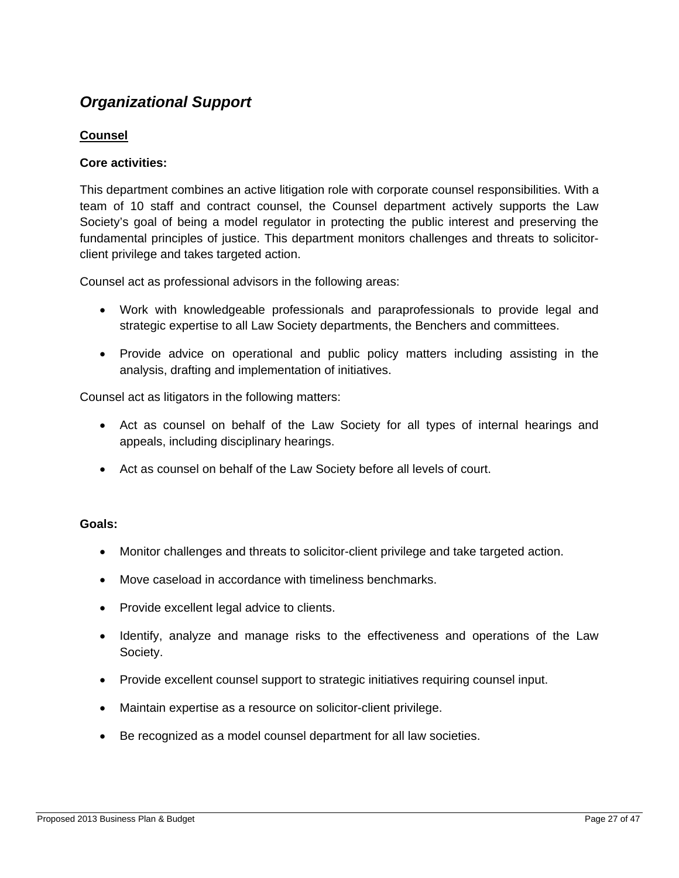## *Organizational Support*

### Counsel

**Core activities:**

This department combines an active litigation role with corporate counsel responsibilities. With a team of 10 staff and contract counsel, the Counsel department actively supports the Law Society's goal of being a model regulator in protecting the public interest and preserving the fundamental principles of justice. This department monitors challenges and threats to solicitor-client privilege and takes targeted action.

Counsel act as professional advisors in the following areas:

- Work with knowledgeable professionals and paraprofessionals to provide legal and strategic expertise to all Law Society departments, the Benchers and committees.
- Provide advice on operational and public policy matters including assisting in the analysis, drafting and implementation of initiatives.

Counsel act as litigators in the following matters:

- Act as counsel on behalf of the Law Society for all types of internal hearings and appeals, including disciplinary hearings.
- Act as counsel on behalf of the Law Society before all levels of court.

**Goals:**

- Monitor challenges and threats to solicitor-client privilege and take targeted action.
- Move caseload in accordance with timeliness benchmarks.
- Provide excellent legal advice to clients.
- Identify, analyze and manage risks to the effectiveness and operations of the Law Society.
- Provide excellent counsel support to strategic initiatives requiring counsel input.
- Maintain expertise as a resource on solicitor-client privilege.
- Be recognized as a model counsel department for all law societies.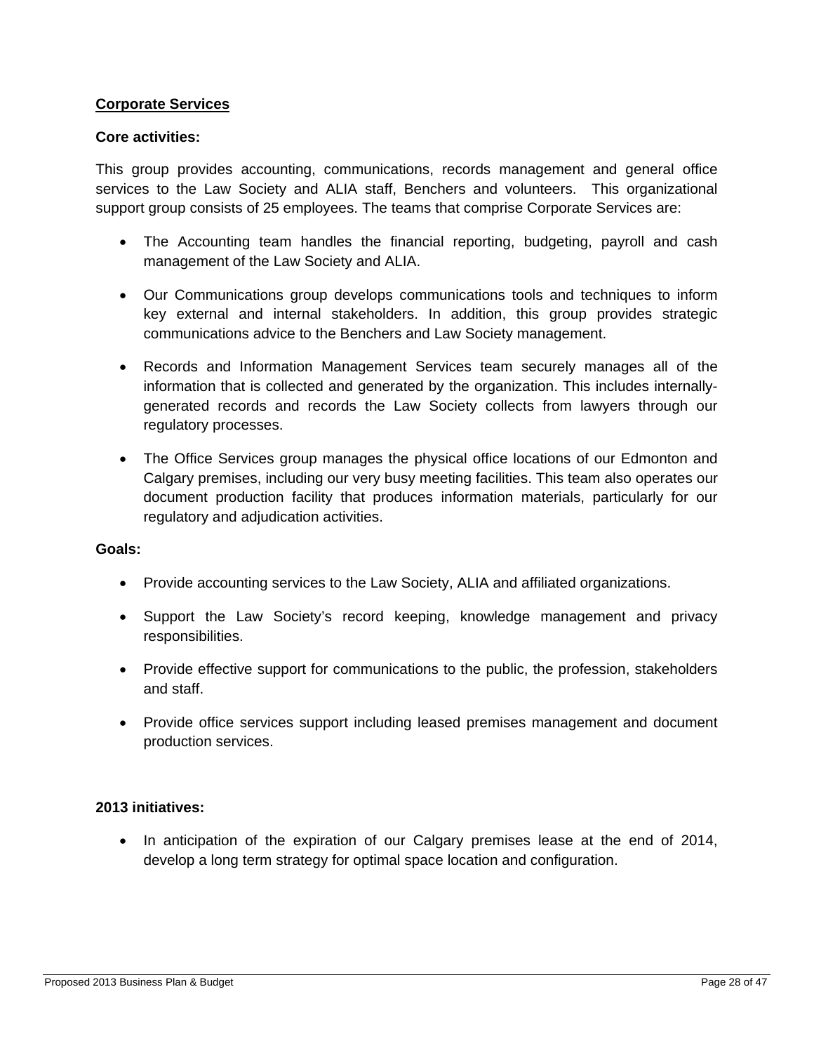## Corporate Services

**Core activities:**

This group provides accounting, communications, records management and general office services to the Law Society and ALIA staff, Benchers and volunteers. This organizational support group consists of 25 employees. The teams that comprise Corporate Services are:

- The Accounting team handles the financial reporting, budgeting, payroll and cash management of the Law Society and ALIA.
- Our Communications group develops communications tools and techniques to inform key external and internal stakeholders. In addition, this group provides strategic communications advice to the Benchers and Law Society management.
- Records and Information Management Services team securely manages all of the information that is collected and generated by the organization. This includes internally-generated records and records the Law Society collects from lawyers through our regulatory processes.
- The Office Services group manages the physical office locations of our Edmonton and Calgary premises, including our very busy meeting facilities. This team also operates our document production facility that produces information materials, particularly for our regulatory and adjudication activities.

**Goals:**

- Provide accounting services to the Law Society, ALIA and affiliated organizations.
- Support the Law Society's record keeping, knowledge management and privacy responsibilities.
- Provide effective support for communications to the public, the profession, stakeholders and staff.
- Provide office services support including leased premises management and document production services.

**2013 initiatives:**

- In anticipation of the expiration of our Calgary premises lease at the end of 2014, develop a long term strategy for optimal space location and configuration.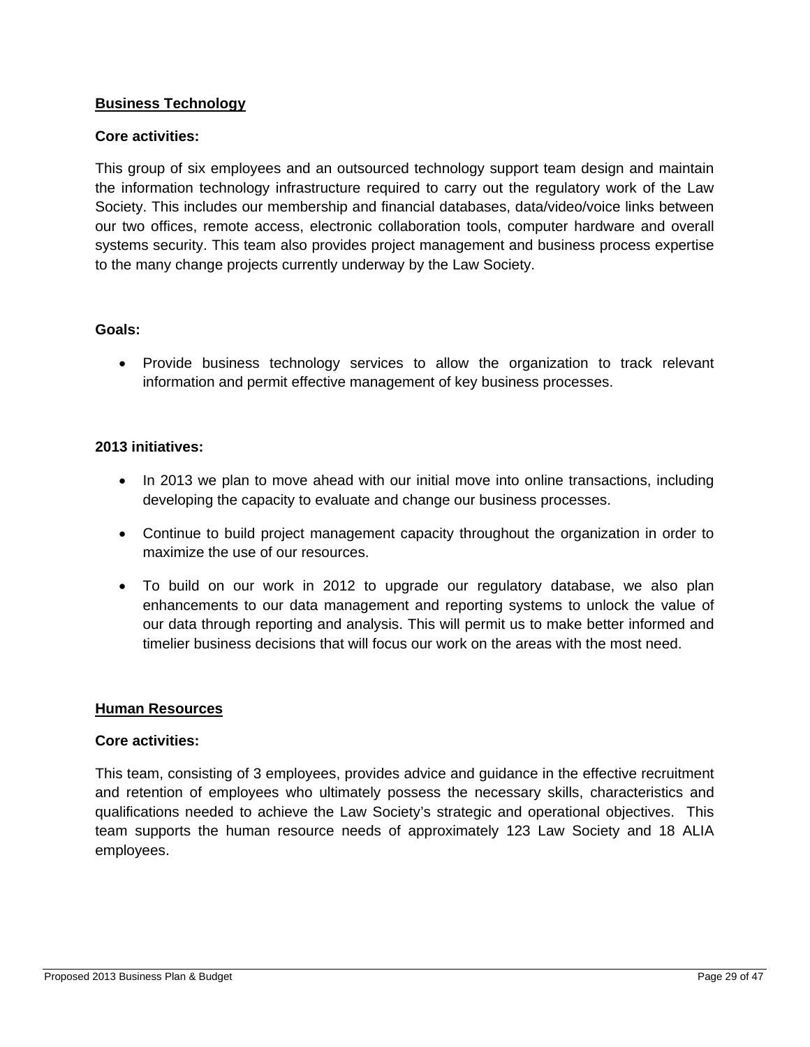## Business Technology

**Core activities:**

This group of six employees and an outsourced technology support team design and maintain the information technology infrastructure required to carry out the regulatory work of the Law Society. This includes our membership and financial databases, data/video/voice links between our two offices, remote access, electronic collaboration tools, computer hardware and overall systems security. This team also provides project management and business process expertise to the many change projects currently underway by the Law Society.

**Goals:**

- Provide business technology services to allow the organization to track relevant information and permit effective management of key business processes.

**2013 initiatives:**

- In 2013 we plan to move ahead with our initial move into online transactions, including developing the capacity to evaluate and change our business processes.
- Continue to build project management capacity throughout the organization in order to maximize the use of our resources.
- To build on our work in 2012 to upgrade our regulatory database, we also plan enhancements to our data management and reporting systems to unlock the value of our data through reporting and analysis. This will permit us to make better informed and timelier business decisions that will focus our work on the areas with the most need.

## Human Resources

**Core activities:**

This team, consisting of 3 employees, provides advice and guidance in the effective recruitment and retention of employees who ultimately possess the necessary skills, characteristics and qualifications needed to achieve the Law Society's strategic and operational objectives. This team supports the human resource needs of approximately 123 Law Society and 18 ALIA employees.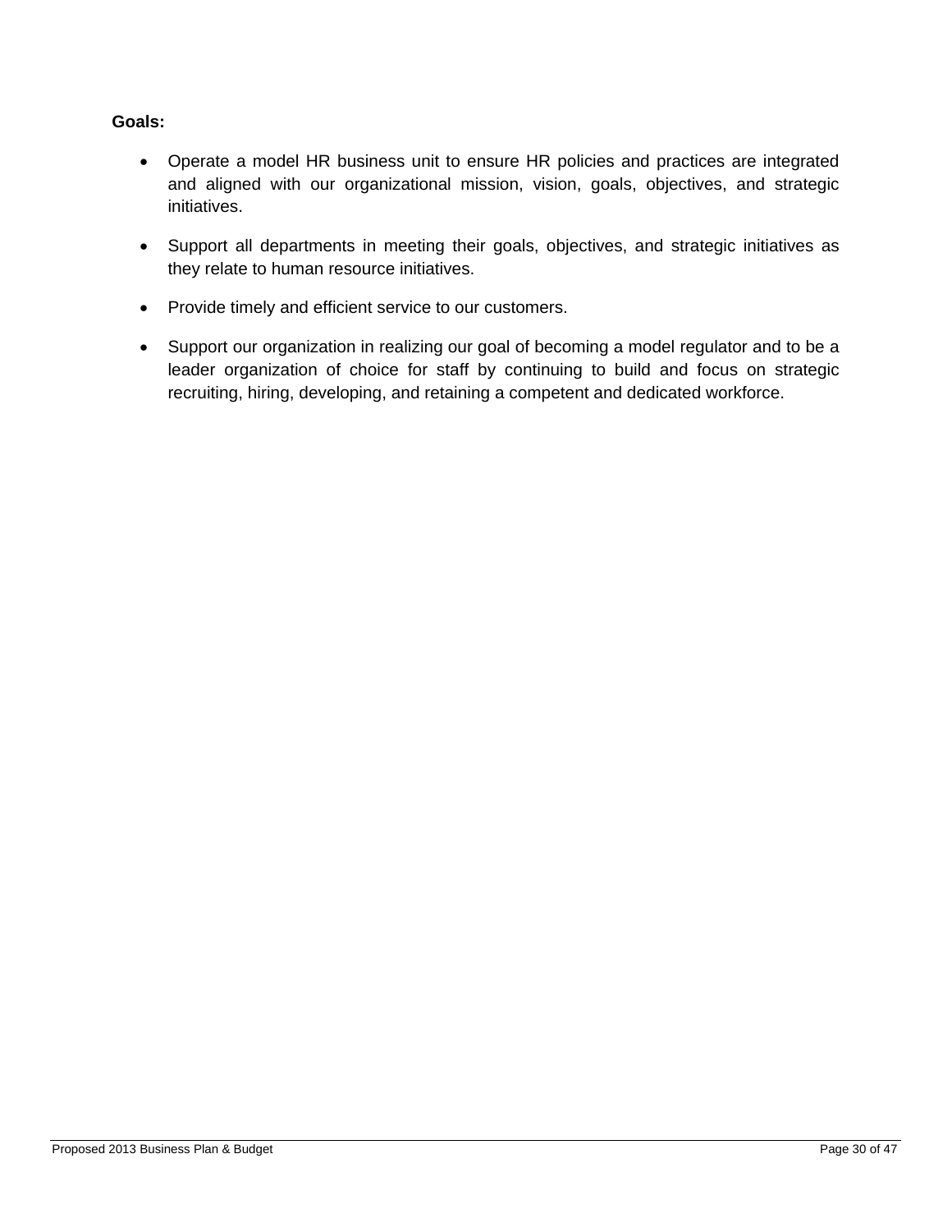**Goals:**

- Operate a model HR business unit to ensure HR policies and practices are integrated and aligned with our organizational mission, vision, goals, objectives, and strategic initiatives.
- Support all departments in meeting their goals, objectives, and strategic initiatives as they relate to human resource initiatives.
- Provide timely and efficient service to our customers.
- Support our organization in realizing our goal of becoming a model regulator and to be a leader organization of choice for staff by continuing to build and focus on strategic recruiting, hiring, developing, and retaining a competent and dedicated workforce.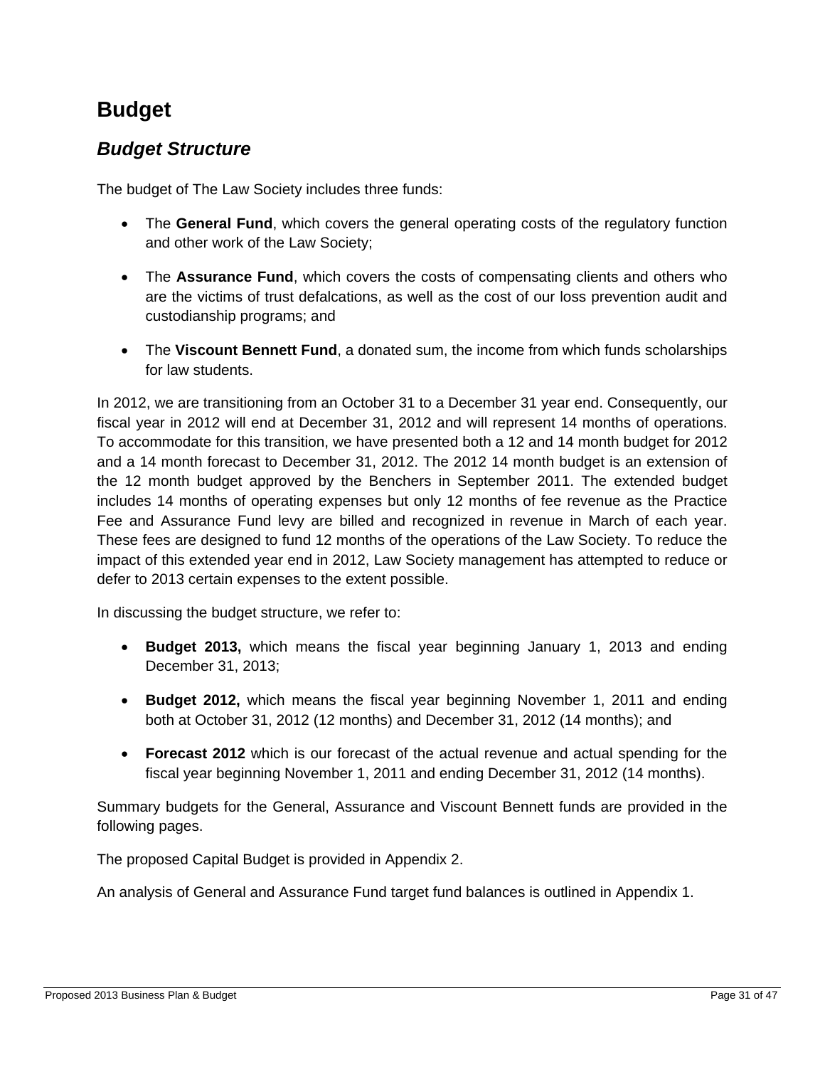# Budget

## *Budget Structure*

The budget of The Law Society includes three funds:

- The **General Fund**, which covers the general operating costs of the regulatory function and other work of the Law Society;
- The **Assurance Fund**, which covers the costs of compensating clients and others who are the victims of trust defalcations, as well as the cost of our loss prevention audit and custodianship programs; and
- The **Viscount Bennett Fund**, a donated sum, the income from which funds scholarships for law students.

In 2012, we are transitioning from an October 31 to a December 31 year end. Consequently, our fiscal year in 2012 will end at December 31, 2012 and will represent 14 months of operations. To accommodate for this transition, we have presented both a 12 and 14 month budget for 2012 and a 14 month forecast to December 31, 2012. The 2012 14 month budget is an extension of the 12 month budget approved by the Benchers in September 2011. The extended budget includes 14 months of operating expenses but only 12 months of fee revenue as the Practice Fee and Assurance Fund levy are billed and recognized in revenue in March of each year. These fees are designed to fund 12 months of the operations of the Law Society. To reduce the impact of this extended year end in 2012, Law Society management has attempted to reduce or defer to 2013 certain expenses to the extent possible.

In discussing the budget structure, we refer to:

- **Budget 2013,** which means the fiscal year beginning January 1, 2013 and ending December 31, 2013;
- **Budget 2012,** which means the fiscal year beginning November 1, 2011 and ending both at October 31, 2012 (12 months) and December 31, 2012 (14 months); and
- **Forecast 2012** which is our forecast of the actual revenue and actual spending for the fiscal year beginning November 1, 2011 and ending December 31, 2012 (14 months).

Summary budgets for the General, Assurance and Viscount Bennett funds are provided in the following pages.

The proposed Capital Budget is provided in Appendix 2.

An analysis of General and Assurance Fund target fund balances is outlined in Appendix 1.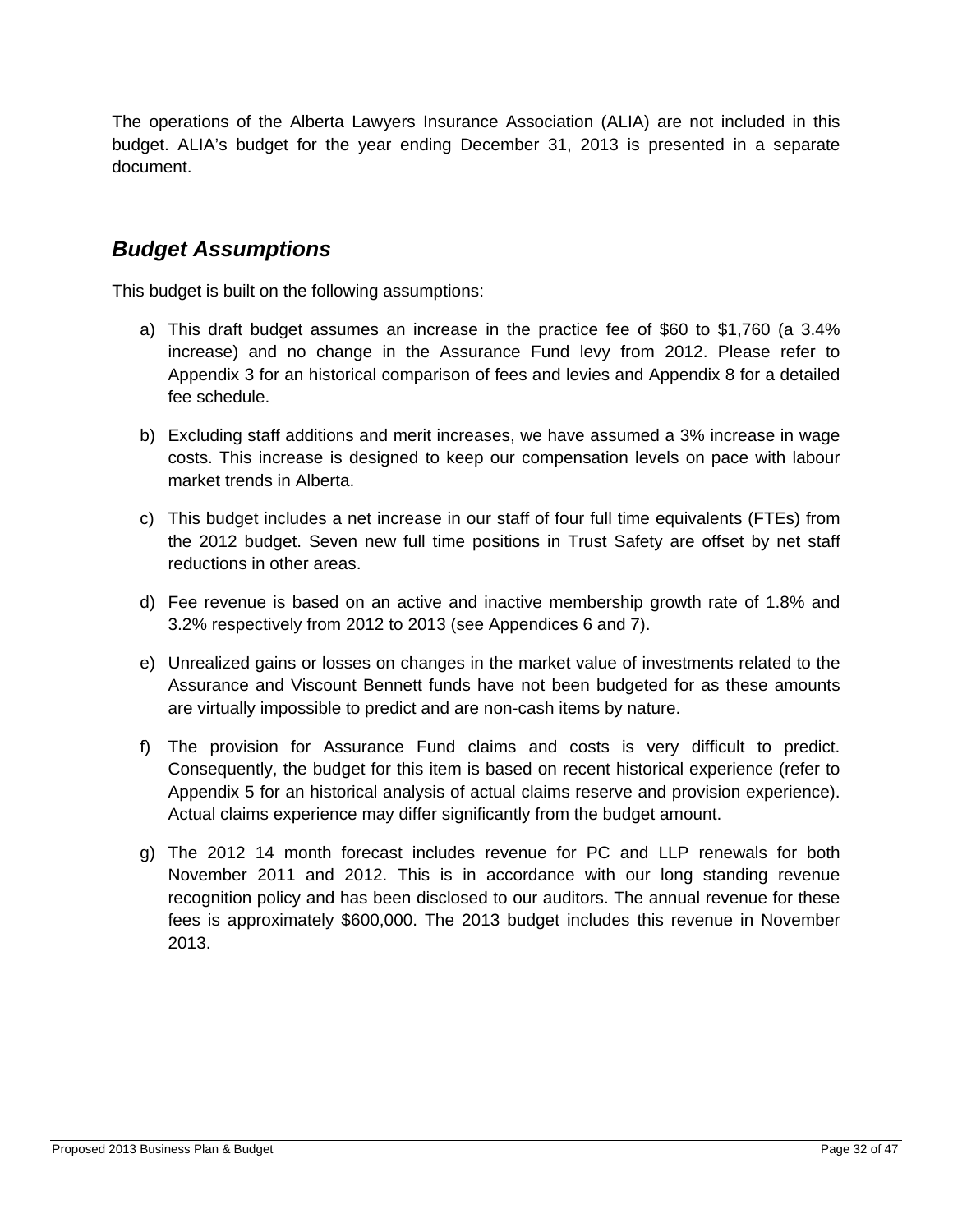The operations of the Alberta Lawyers Insurance Association (ALIA) are not included in this budget. ALIA's budget for the year ending December 31, 2013 is presented in a separate document.

## *Budget Assumptions*

This budget is built on the following assumptions:

a) This draft budget assumes an increase in the practice fee of $60 to $1,760 (a 3.4% increase) and no change in the Assurance Fund levy from 2012. Please refer to Appendix 3 for an historical comparison of fees and levies and Appendix 8 for a detailed fee schedule.

b) Excluding staff additions and merit increases, we have assumed a 3% increase in wage costs. This increase is designed to keep our compensation levels on pace with labour market trends in Alberta.

c) This budget includes a net increase in our staff of four full time equivalents (FTEs) from the 2012 budget. Seven new full time positions in Trust Safety are offset by net staff reductions in other areas.

d) Fee revenue is based on an active and inactive membership growth rate of 1.8% and 3.2% respectively from 2012 to 2013 (see Appendices 6 and 7).

e) Unrealized gains or losses on changes in the market value of investments related to the Assurance and Viscount Bennett funds have not been budgeted for as these amounts are virtually impossible to predict and are non-cash items by nature.

f) The provision for Assurance Fund claims and costs is very difficult to predict. Consequently, the budget for this item is based on recent historical experience (refer to Appendix 5 for an historical analysis of actual claims reserve and provision experience). Actual claims experience may differ significantly from the budget amount.

g) The 2012 14 month forecast includes revenue for PC and LLP renewals for both November 2011 and 2012. This is in accordance with our long standing revenue recognition policy and has been disclosed to our auditors. The annual revenue for these fees is approximately $600,000. The 2013 budget includes this revenue in November 2013.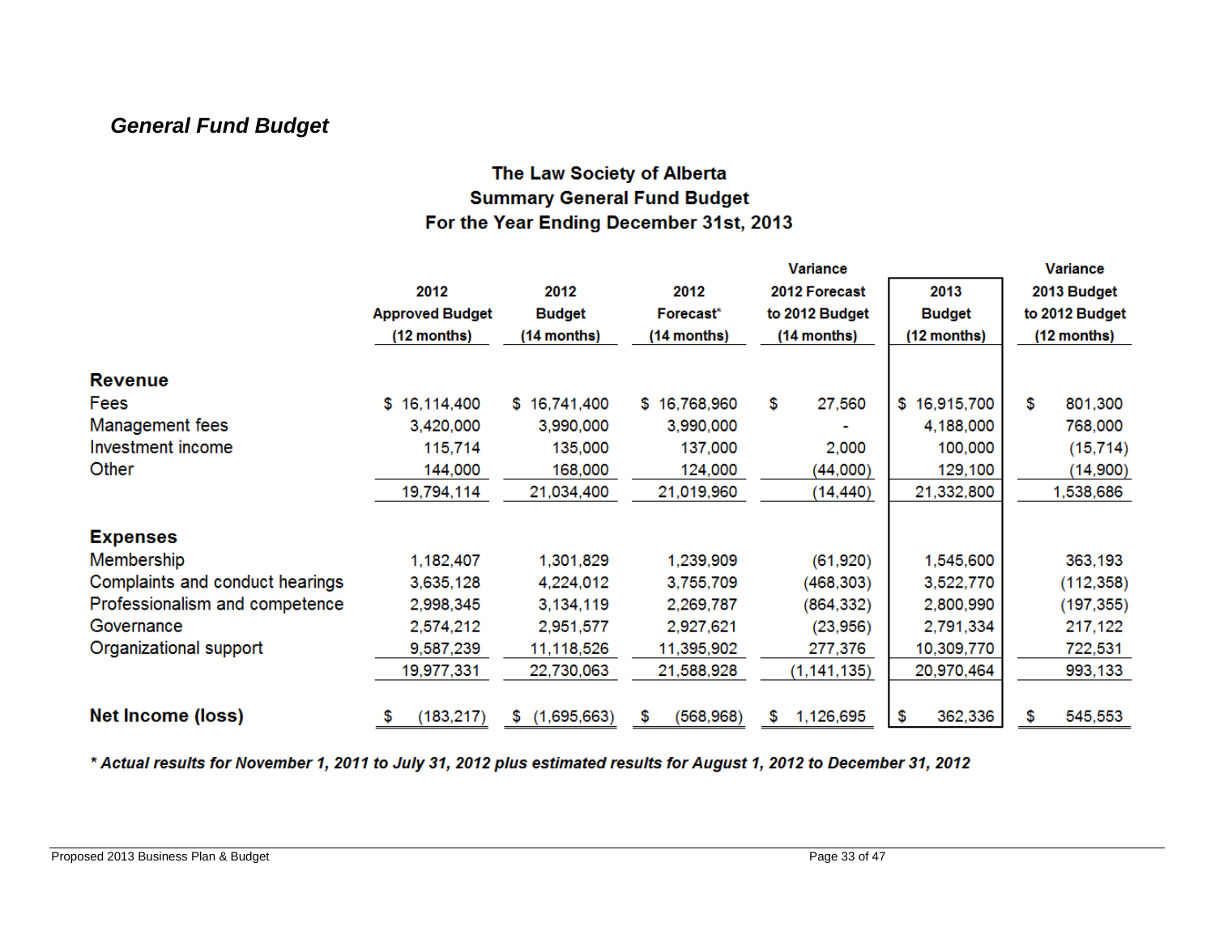## *General Fund Budget*

**The Law Society of Alberta**
**Summary General Fund Budget**
**For the Year Ending December 31st, 2013**

| | 2012 Approved Budget (12 months) | 2012 Budget (14 months) | 2012 Forecast* (14 months) | Variance 2012 Forecast to 2012 Budget (14 months) | 2013 Budget (12 months) | Variance 2013 Budget to 2012 Budget (12 months) |
|---|---|---|---|---|---|---|
| **Revenue** | | | | | | |
| Fees | $ 16,114,400 | $ 16,741,400 | $ 16,768,960 | $ 27,560 | $ 16,915,700 | $ 801,300 |
| Management fees | 3,420,000 | 3,990,000 | 3,990,000 | - | 4,188,000 | 768,000 |
| Investment income | 115,714 | 135,000 | 137,000 | 2,000 | 100,000 | (15,714) |
| Other | 144,000 | 168,000 | 124,000 | (44,000) | 129,100 | (14,900) |
| | 19,794,114 | 21,034,400 | 21,019,960 | (14,440) | 21,332,800 | 1,538,686 |
| **Expenses** | | | | | | |
| Membership | 1,182,407 | 1,301,829 | 1,239,909 | (61,920) | 1,545,600 | 363,193 |
| Complaints and conduct hearings | 3,635,128 | 4,224,012 | 3,755,709 | (468,303) | 3,522,770 | (112,358) |
| Professionalism and competence | 2,998,345 | 3,134,119 | 2,269,787 | (864,332) | 2,800,990 | (197,355) |
| Governance | 2,574,212 | 2,951,577 | 2,927,621 | (23,956) | 2,791,334 | 217,122 |
| Organizational support | 9,587,239 | 11,118,526 | 11,395,902 | 277,376 | 10,309,770 | 722,531 |
| | 19,977,331 | 22,730,063 | 21,588,928 | (1,141,135) | 20,970,464 | 993,133 |
| **Net Income (loss)** | $ (183,217) | $ (1,695,663) | $ (568,968) | $ 1,126,695 | $ 362,336 | $ 545,553 |

***\* Actual results for November 1, 2011 to July 31, 2012 plus estimated results for August 1, 2012 to December 31, 2012***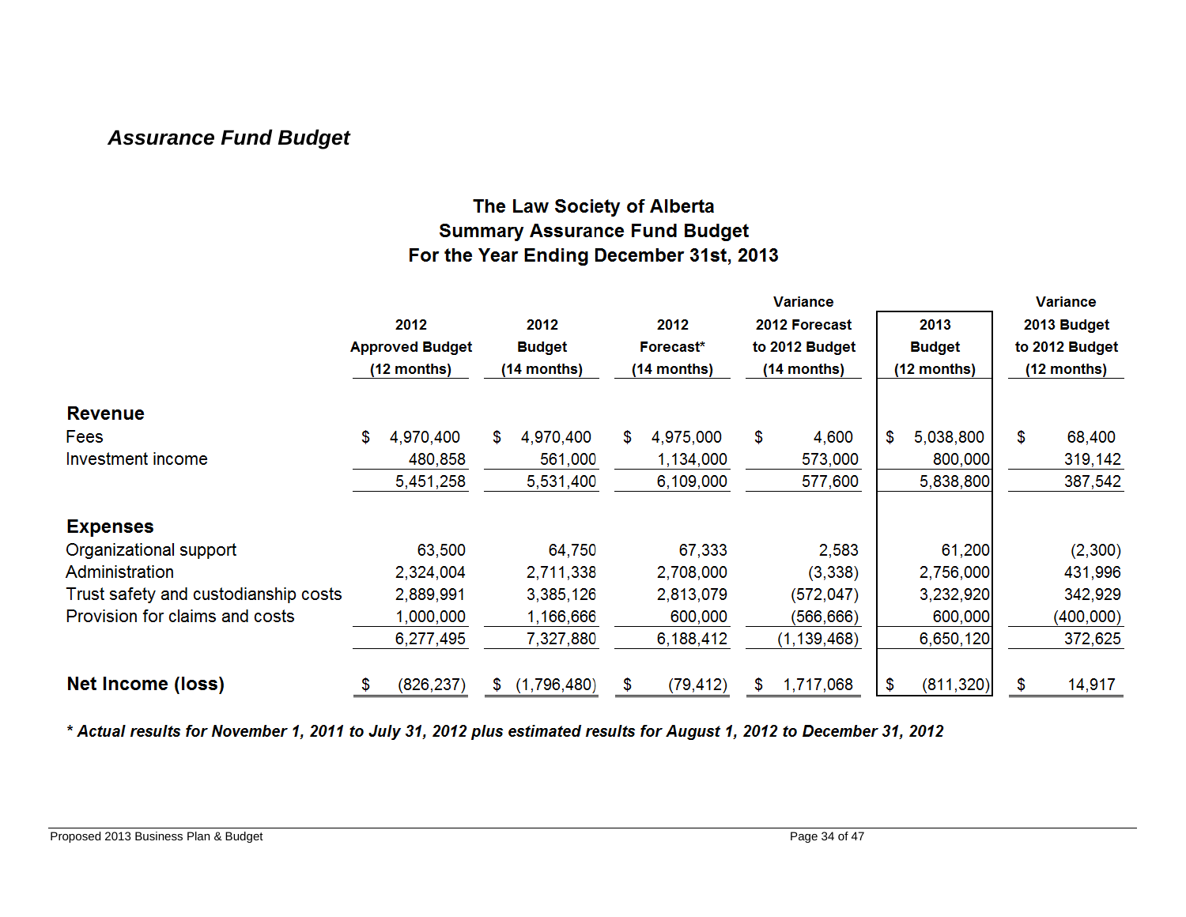## *Assurance Fund Budget*

**The Law Society of Alberta**
**Summary Assurance Fund Budget**
**For the Year Ending December 31st, 2013**

| | 2012 Approved Budget (12 months) | 2012 Budget (14 months) | 2012 Forecast* (14 months) | Variance 2012 Forecast to 2012 Budget (14 months) | 2013 Budget (12 months) | Variance 2013 Budget to 2012 Budget (12 months) |
|---|---|---|---|---|---|---|
| **Revenue** | | | | | | |
| Fees | $ 4,970,400 | $ 4,970,400 | $ 4,975,000 | $ 4,600 | $ 5,038,800 | $ 68,400 |
| Investment income | 480,858 | 561,000 | 1,134,000 | 573,000 | 800,000 | 319,142 |
| | 5,451,258 | 5,531,400 | 6,109,000 | 577,600 | 5,838,800 | 387,542 |
| **Expenses** | | | | | | |
| Organizational support | 63,500 | 64,750 | 67,333 | 2,583 | 61,200 | (2,300) |
| Administration | 2,324,004 | 2,711,338 | 2,708,000 | (3,338) | 2,756,000 | 431,996 |
| Trust safety and custodianship costs | 2,889,991 | 3,385,126 | 2,813,079 | (572,047) | 3,232,920 | 342,929 |
| Provision for claims and costs | 1,000,000 | 1,166,666 | 600,000 | (566,666) | 600,000 | (400,000) |
| | 6,277,495 | 7,327,880 | 6,188,412 | (1,139,468) | 6,650,120 | 372,625 |
| **Net Income (loss)** | $ (826,237) | $ (1,796,480) | $ (79,412) | $ 1,717,068 | $ (811,320) | $ 14,917 |

***\* Actual results for November 1, 2011 to July 31, 2012 plus estimated results for August 1, 2012 to December 31, 2012***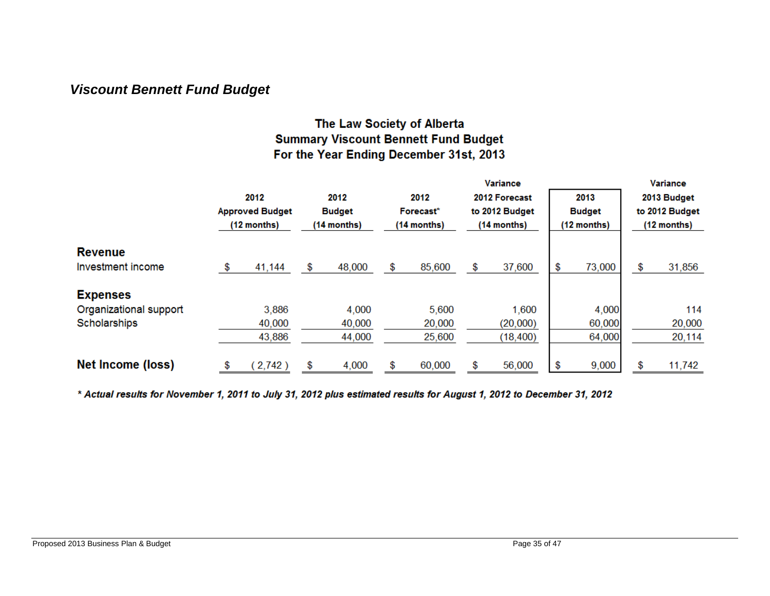## *Viscount Bennett Fund Budget*

**The Law Society of Alberta**
**Summary Viscount Bennett Fund Budget**
**For the Year Ending December 31st, 2013**

| | 2012 Approved Budget (12 months) | 2012 Budget (14 months) | 2012 Forecast* (14 months) | Variance 2012 Forecast to 2012 Budget (14 months) | 2013 Budget (12 months) | Variance 2013 Budget to 2012 Budget (12 months) |
|---|---|---|---|---|---|---|
| **Revenue** | | | | | | |
| Investment income | $ 41,144 | $ 48,000 | $ 85,600 | $ 37,600 | $ 73,000 | $ 31,856 |
| **Expenses** | | | | | | |
| Organizational support | 3,886 | 4,000 | 5,600 | 1,600 | 4,000 | 114 |
| Scholarships | 40,000 | 40,000 | 20,000 | (20,000) | 60,000 | 20,000 |
| | 43,886 | 44,000 | 25,600 | (18,400) | 64,000 | 20,114 |
| **Net Income (loss)** | $ ( 2,742 ) | $ 4,000 | $ 60,000 | $ 56,000 | $ 9,000 | $ 11,742 |

***\* Actual results for November 1, 2011 to July 31, 2012 plus estimated results for August 1, 2012 to December 31, 2012***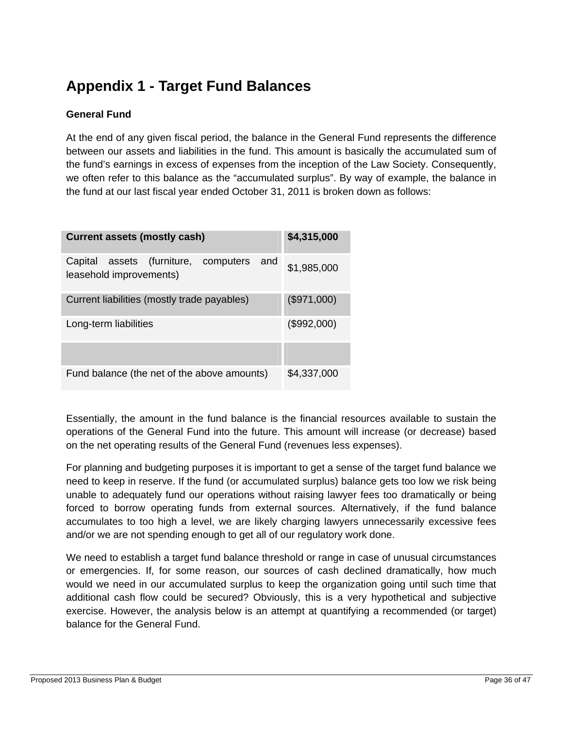# Appendix 1 - Target Fund Balances

### General Fund

At the end of any given fiscal period, the balance in the General Fund represents the difference between our assets and liabilities in the fund. This amount is basically the accumulated sum of the fund's earnings in excess of expenses from the inception of the Law Society. Consequently, we often refer to this balance as the "accumulated surplus". By way of example, the balance in the fund at our last fiscal year ended October 31, 2011 is broken down as follows:

| **Current assets (mostly cash)** | **$4,315,000** |
|---|---|
| Capital assets (furniture, computers and leasehold improvements) | $1,985,000 |
| Current liabilities (mostly trade payables) | ($971,000) |
| Long-term liabilities | ($992,000) |
| | |
| Fund balance (the net of the above amounts) | $4,337,000 |

Essentially, the amount in the fund balance is the financial resources available to sustain the operations of the General Fund into the future. This amount will increase (or decrease) based on the net operating results of the General Fund (revenues less expenses).

For planning and budgeting purposes it is important to get a sense of the target fund balance we need to keep in reserve. If the fund (or accumulated surplus) balance gets too low we risk being unable to adequately fund our operations without raising lawyer fees too dramatically or being forced to borrow operating funds from external sources. Alternatively, if the fund balance accumulates to too high a level, we are likely charging lawyers unnecessarily excessive fees and/or we are not spending enough to get all of our regulatory work done.

We need to establish a target fund balance threshold or range in case of unusual circumstances or emergencies. If, for some reason, our sources of cash declined dramatically, how much would we need in our accumulated surplus to keep the organization going until such time that additional cash flow could be secured? Obviously, this is a very hypothetical and subjective exercise. However, the analysis below is an attempt at quantifying a recommended (or target) balance for the General Fund.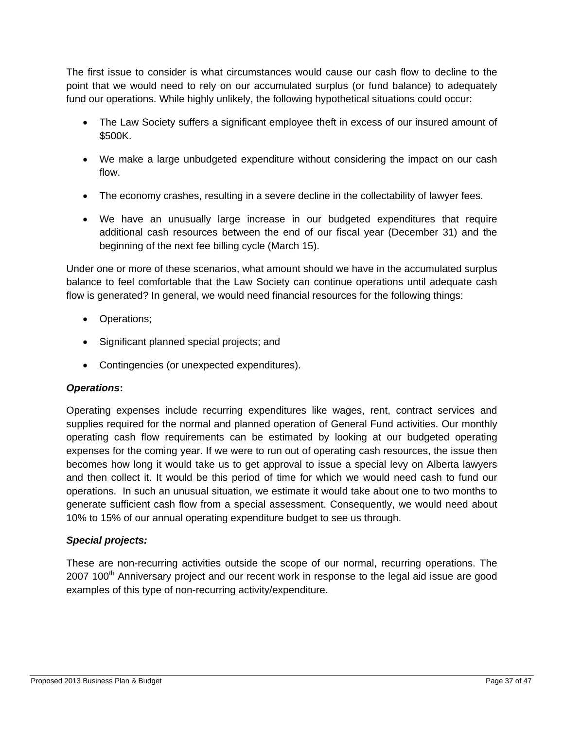The first issue to consider is what circumstances would cause our cash flow to decline to the point that we would need to rely on our accumulated surplus (or fund balance) to adequately fund our operations. While highly unlikely, the following hypothetical situations could occur:

- The Law Society suffers a significant employee theft in excess of our insured amount of $500K.
- We make a large unbudgeted expenditure without considering the impact on our cash flow.
- The economy crashes, resulting in a severe decline in the collectability of lawyer fees.
- We have an unusually large increase in our budgeted expenditures that require additional cash resources between the end of our fiscal year (December 31) and the beginning of the next fee billing cycle (March 15).

Under one or more of these scenarios, what amount should we have in the accumulated surplus balance to feel comfortable that the Law Society can continue operations until adequate cash flow is generated? In general, we would need financial resources for the following things:

- Operations;
- Significant planned special projects; and
- Contingencies (or unexpected expenditures).

***Operations*:**

Operating expenses include recurring expenditures like wages, rent, contract services and supplies required for the normal and planned operation of General Fund activities. Our monthly operating cash flow requirements can be estimated by looking at our budgeted operating expenses for the coming year. If we were to run out of operating cash resources, the issue then becomes how long it would take us to get approval to issue a special levy on Alberta lawyers and then collect it. It would be this period of time for which we would need cash to fund our operations. In such an unusual situation, we estimate it would take about one to two months to generate sufficient cash flow from a special assessment. Consequently, we would need about 10% to 15% of our annual operating expenditure budget to see us through.

***Special projects:***

These are non-recurring activities outside the scope of our normal, recurring operations. The 2007 100th Anniversary project and our recent work in response to the legal aid issue are good examples of this type of non-recurring activity/expenditure.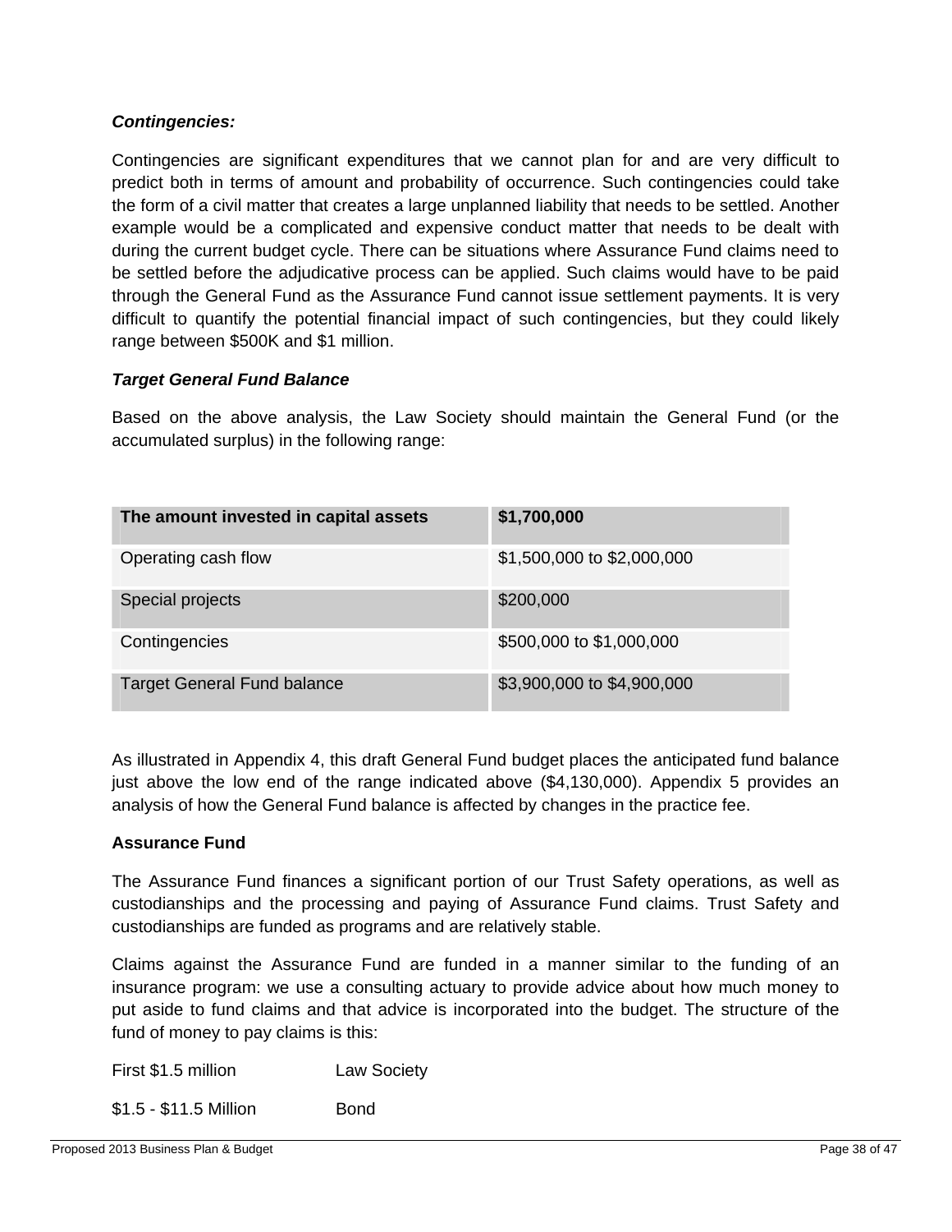***Contingencies:***

Contingencies are significant expenditures that we cannot plan for and are very difficult to predict both in terms of amount and probability of occurrence. Such contingencies could take the form of a civil matter that creates a large unplanned liability that needs to be settled. Another example would be a complicated and expensive conduct matter that needs to be dealt with during the current budget cycle. There can be situations where Assurance Fund claims need to be settled before the adjudicative process can be applied. Such claims would have to be paid through the General Fund as the Assurance Fund cannot issue settlement payments. It is very difficult to quantify the potential financial impact of such contingencies, but they could likely range between $500K and $1 million.

***Target General Fund Balance***

Based on the above analysis, the Law Society should maintain the General Fund (or the accumulated surplus) in the following range:

| **The amount invested in capital assets** | **$1,700,000** |
|---|---|
| Operating cash flow | $1,500,000 to $2,000,000 |
| Special projects | $200,000 |
| Contingencies | $500,000 to $1,000,000 |
| Target General Fund balance | $3,900,000 to $4,900,000 |

As illustrated in Appendix 4, this draft General Fund budget places the anticipated fund balance just above the low end of the range indicated above ($4,130,000). Appendix 5 provides an analysis of how the General Fund balance is affected by changes in the practice fee.

**Assurance Fund**

The Assurance Fund finances a significant portion of our Trust Safety operations, as well as custodianships and the processing and paying of Assurance Fund claims. Trust Safety and custodianships are funded as programs and are relatively stable.

Claims against the Assurance Fund are funded in a manner similar to the funding of an insurance program: we use a consulting actuary to provide advice about how much money to put aside to fund claims and that advice is incorporated into the budget. The structure of the fund of money to pay claims is this:

First $1.5 million — Law Society

$1.5 - $11.5 Million — Bond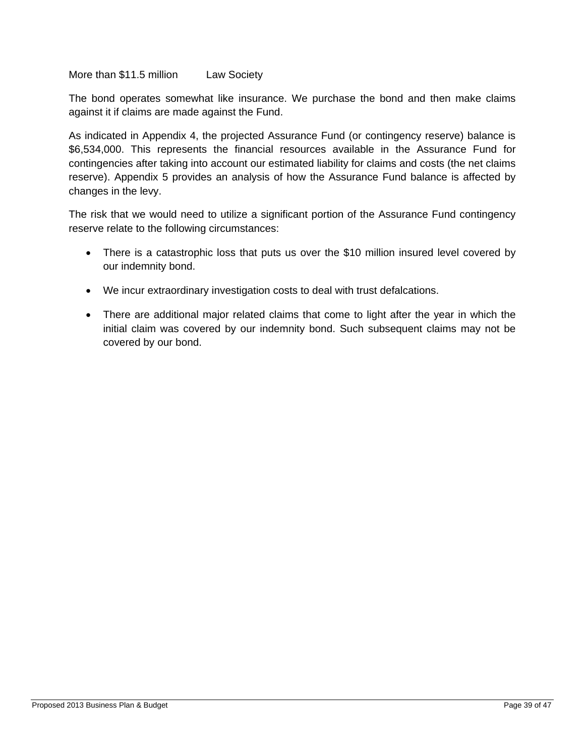| More than $11.5 million | Law Society |
|---|---|

The bond operates somewhat like insurance. We purchase the bond and then make claims against it if claims are made against the Fund.

As indicated in Appendix 4, the projected Assurance Fund (or contingency reserve) balance is $6,534,000. This represents the financial resources available in the Assurance Fund for contingencies after taking into account our estimated liability for claims and costs (the net claims reserve). Appendix 5 provides an analysis of how the Assurance Fund balance is affected by changes in the levy.

The risk that we would need to utilize a significant portion of the Assurance Fund contingency reserve relate to the following circumstances:

- There is a catastrophic loss that puts us over the $10 million insured level covered by our indemnity bond.
- We incur extraordinary investigation costs to deal with trust defalcations.
- There are additional major related claims that come to light after the year in which the initial claim was covered by our indemnity bond. Such subsequent claims may not be covered by our bond.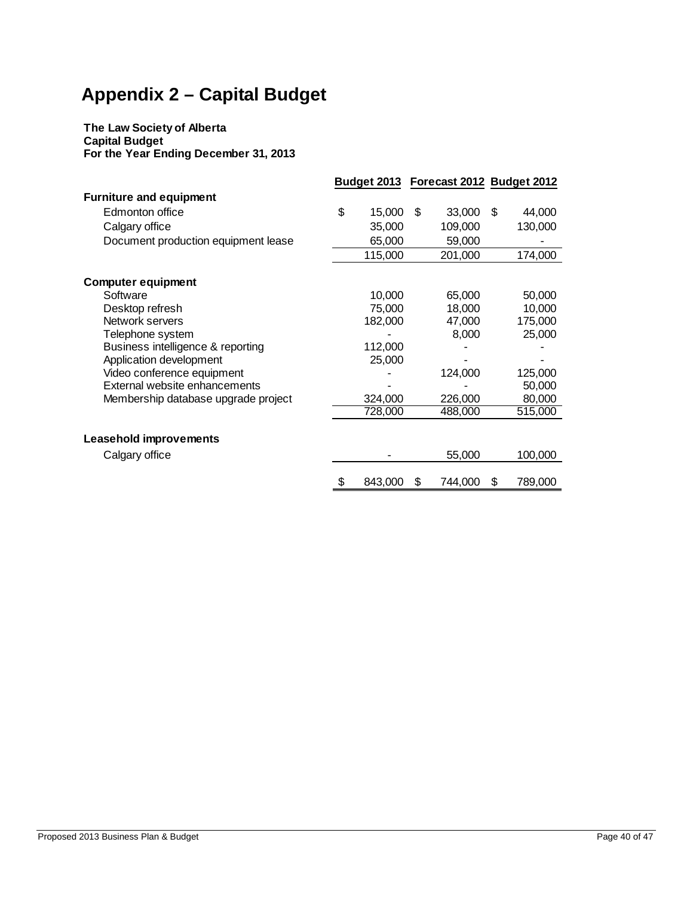# Appendix 2 – Capital Budget

**The Law Society of Alberta**
**Capital Budget**
**For the Year Ending December 31, 2013**

| | Budget 2013 | Forecast 2012 | Budget 2012 |
|---|---|---|---|
| **Furniture and equipment** | | | |
| Edmonton office | $ 15,000 | $ 33,000 | $ 44,000 |
| Calgary office | 35,000 | 109,000 | 130,000 |
| Document production equipment lease | 65,000 | 59,000 | - |
| | 115,000 | 201,000 | 174,000 |
| **Computer equipment** | | | |
| Software | 10,000 | 65,000 | 50,000 |
| Desktop refresh | 75,000 | 18,000 | 10,000 |
| Network servers | 182,000 | 47,000 | 175,000 |
| Telephone system | - | 8,000 | 25,000 |
| Business intelligence & reporting | 112,000 | - | - |
| Application development | 25,000 | - | - |
| Video conference equipment | - | 124,000 | 125,000 |
| External website enhancements | - | - | 50,000 |
| Membership database upgrade project | 324,000 | 226,000 | 80,000 |
| | 728,000 | 488,000 | 515,000 |
| **Leasehold improvements** | | | |
| Calgary office | - | 55,000 | 100,000 |
| | $ 843,000 | $ 744,000 | $ 789,000 |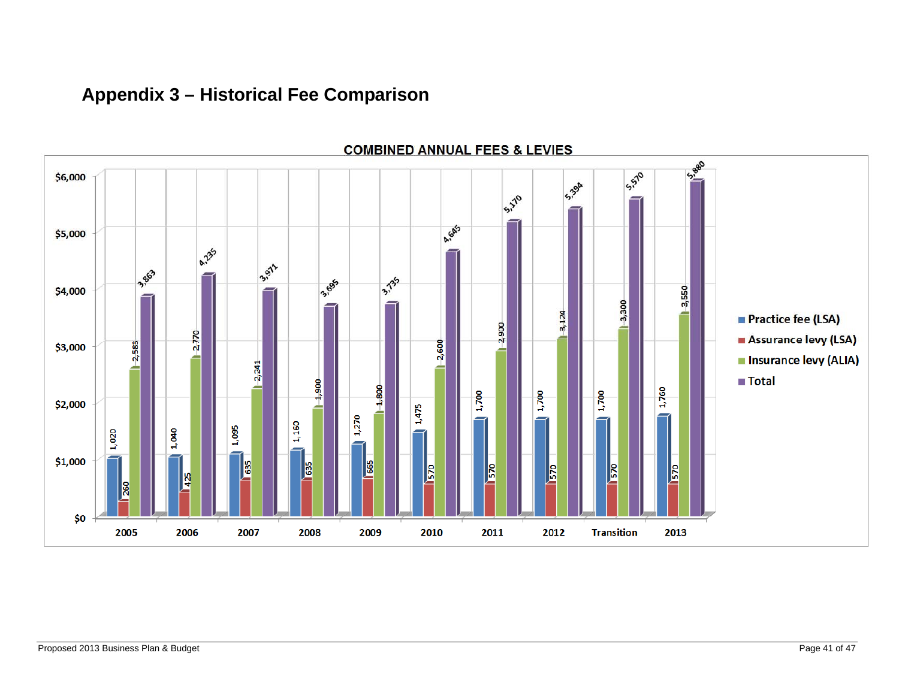# Appendix 3 – Historical Fee Comparison

**COMBINED ANNUAL FEES & LEVIES**

| Year | Practice fee (LSA) | Assurance levy (LSA) | Insurance levy (ALIA) | Total |
| --- | --- | --- | --- | --- |
| 2005 | 1,020 | 260 | 2,583 | 3,863 |
| 2006 | 1,040 | 425 | 2,770 | 4,235 |
| 2007 | 1,095 | 635 | 2,241 | 3,971 |
| 2008 | 1,160 | 635 | 1,900 | 3,695 |
| 2009 | 1,270 | 665 | 1,800 | 3,735 |
| 2010 | 1,475 | 570 | 2,600 | 4,645 |
| 2011 | 1,700 | 570 | 2,900 | 5,170 |
| 2012 | 1,700 | 570 | 3,124 | 5,394 |
| Transition | 1,700 | 570 | 3,300 | 5,570 |
| 2013 | 1,760 | 570 | 3,550 | 5,880 |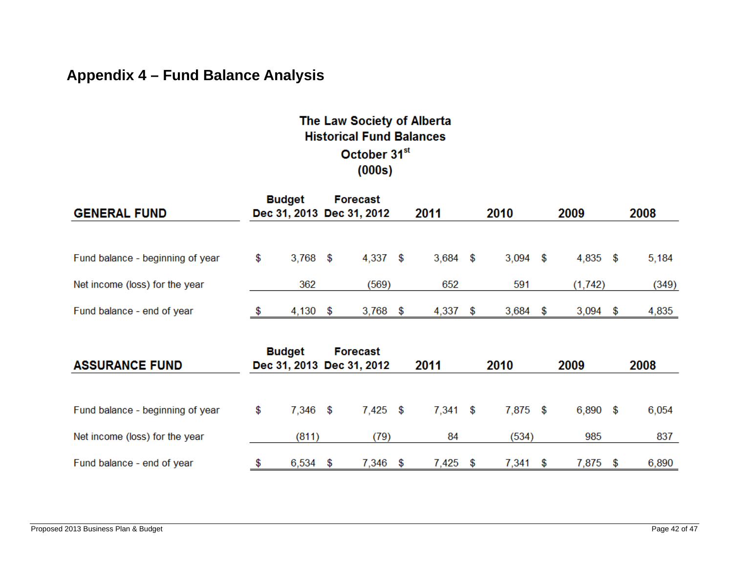# Appendix 4 – Fund Balance Analysis

**The Law Society of Alberta**
**Historical Fund Balances**
**October 31st**
**(000s)**

| GENERAL FUND | Budget Dec 31, 2013 | Forecast Dec 31, 2012 | 2011 | 2010 | 2009 | 2008 |
|---|---|---|---|---|---|---|
| Fund balance - beginning of year | $ 3,768 | $ 4,337 | $ 3,684 | $ 3,094 | $ 4,835 | $ 5,184 |
| Net income (loss) for the year | 362 | (569) | 652 | 591 | (1,742) | (349) |
| Fund balance - end of year | $ 4,130 | $ 3,768 | $ 4,337 | $ 3,684 | $ 3,094 | $ 4,835 |

| ASSURANCE FUND | Budget Dec 31, 2013 | Forecast Dec 31, 2012 | 2011 | 2010 | 2009 | 2008 |
|---|---|---|---|---|---|---|
| Fund balance - beginning of year | $ 7,346 | $ 7,425 | $ 7,341 | $ 7,875 | $ 6,890 | $ 6,054 |
| Net income (loss) for the year | (811) | (79) | 84 | (534) | 985 | 837 |
| Fund balance - end of year | $ 6,534 | $ 7,346 | $ 7,425 | $ 7,341 | $ 7,875 | $ 6,890 |

Proposed 2013 Business Plan & Budget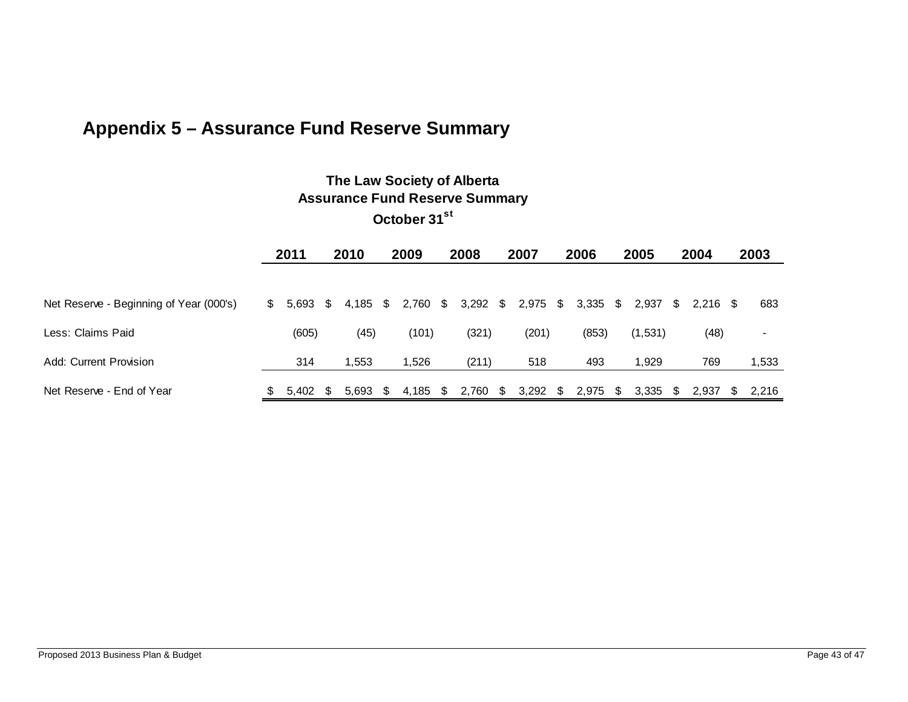## Appendix 5 – Assurance Fund Reserve Summary

**The Law Society of Alberta**
**Assurance Fund Reserve Summary**
**October 31st**

| | 2011 | 2010 | 2009 | 2008 | 2007 | 2006 | 2005 | 2004 | 2003 |
|---|---|---|---|---|---|---|---|---|---|
| Net Reserve - Beginning of Year (000's) | $ 5,693 | $ 4,185 | $ 2,760 | $ 3,292 | $ 2,975 | $ 3,335 | $ 2,937 | $ 2,216 | $ 683 |
| Less: Claims Paid | (605) | (45) | (101) | (321) | (201) | (853) | (1,531) | (48) | - |
| Add: Current Provision | 314 | 1,553 | 1,526 | (211) | 518 | 493 | 1,929 | 769 | 1,533 |
| Net Reserve - End of Year | $ 5,402 | $ 5,693 | $ 4,185 | $ 2,760 | $ 3,292 | $ 2,975 | $ 3,335 | $ 2,937 | $ 2,216 |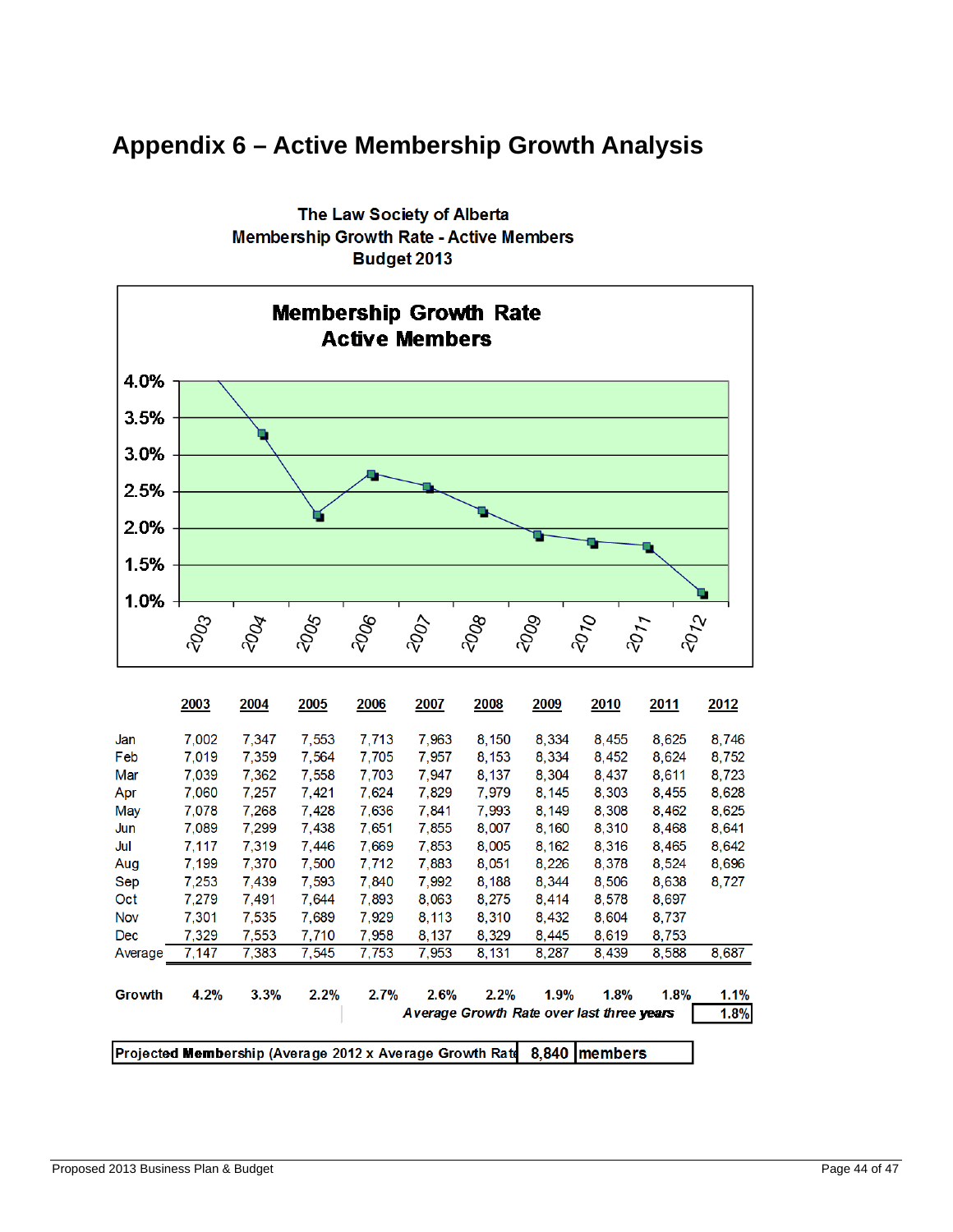# Appendix 6 – Active Membership Growth Analysis

**The Law Society of Alberta**
**Membership Growth Rate - Active Members**
**Budget 2013**

**Membership Growth Rate**
**Active Members**

| | 2003 | 2004 | 2005 | 2006 | 2007 | 2008 | 2009 | 2010 | 2011 | 2012 |
|---|---|---|---|---|---|---|---|---|---|---|
| Jan | 7,002 | 7,347 | 7,553 | 7,713 | 7,963 | 8,150 | 8,334 | 8,455 | 8,625 | 8,746 |
| Feb | 7,019 | 7,359 | 7,564 | 7,705 | 7,957 | 8,153 | 8,334 | 8,452 | 8,624 | 8,752 |
| Mar | 7,039 | 7,362 | 7,558 | 7,703 | 7,947 | 8,137 | 8,304 | 8,437 | 8,611 | 8,723 |
| Apr | 7,060 | 7,257 | 7,421 | 7,624 | 7,829 | 7,979 | 8,145 | 8,303 | 8,455 | 8,628 |
| May | 7,078 | 7,268 | 7,428 | 7,636 | 7,841 | 7,993 | 8,149 | 8,308 | 8,462 | 8,625 |
| Jun | 7,089 | 7,299 | 7,438 | 7,651 | 7,855 | 8,007 | 8,160 | 8,310 | 8,468 | 8,641 |
| Jul | 7,117 | 7,319 | 7,446 | 7,669 | 7,853 | 8,005 | 8,162 | 8,316 | 8,465 | 8,642 |
| Aug | 7,199 | 7,370 | 7,500 | 7,712 | 7,883 | 8,051 | 8,226 | 8,378 | 8,524 | 8,696 |
| Sep | 7,253 | 7,439 | 7,593 | 7,840 | 7,992 | 8,188 | 8,344 | 8,506 | 8,638 | 8,727 |
| Oct | 7,279 | 7,491 | 7,644 | 7,893 | 8,063 | 8,275 | 8,414 | 8,578 | 8,697 | |
| Nov | 7,301 | 7,535 | 7,689 | 7,929 | 8,113 | 8,310 | 8,432 | 8,604 | 8,737 | |
| Dec | 7,329 | 7,553 | 7,710 | 7,958 | 8,137 | 8,329 | 8,445 | 8,619 | 8,753 | |
| Average | 7,147 | 7,383 | 7,545 | 7,753 | 7,953 | 8,131 | 8,287 | 8,439 | 8,588 | 8,687 |
| **Growth** | **4.2%** | **3.3%** | **2.2%** | **2.7%** | **2.6%** | **2.2%** | **1.9%** | **1.8%** | **1.8%** | **1.1%** |

***Average Growth Rate over last three years*** **1.8%**

| **Projected Membership (Average 2012 x Average Growth Rate** | **8,840** | **members** |
|---|---|---|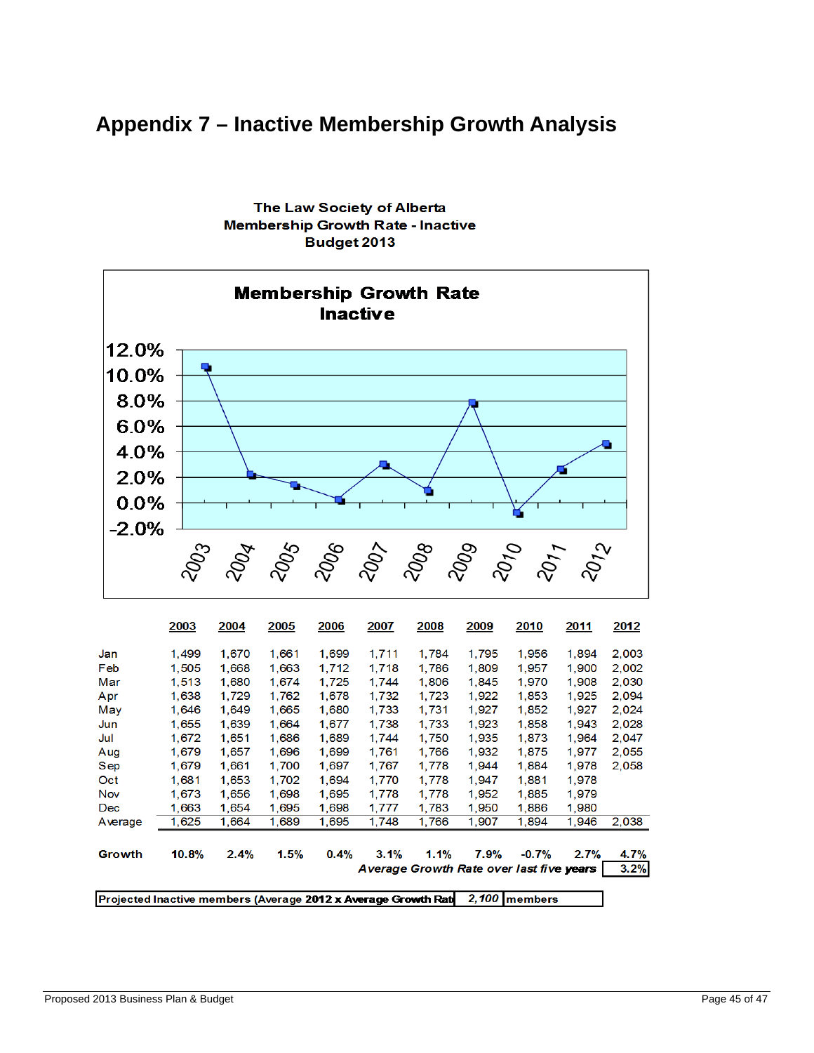# Appendix 7 – Inactive Membership Growth Analysis

**The Law Society of Alberta**
**Membership Growth Rate - Inactive**
**Budget 2013**

**Membership Growth Rate Inactive**

| | 2003 | 2004 | 2005 | 2006 | 2007 | 2008 | 2009 | 2010 | 2011 | 2012 |
|---|---|---|---|---|---|---|---|---|---|---|
| Jan | 1,499 | 1,670 | 1,661 | 1,699 | 1,711 | 1,784 | 1,795 | 1,956 | 1,894 | 2,003 |
| Feb | 1,505 | 1,668 | 1,663 | 1,712 | 1,718 | 1,786 | 1,809 | 1,957 | 1,900 | 2,002 |
| Mar | 1,513 | 1,680 | 1,674 | 1,725 | 1,744 | 1,806 | 1,845 | 1,970 | 1,908 | 2,030 |
| Apr | 1,638 | 1,729 | 1,762 | 1,678 | 1,732 | 1,723 | 1,922 | 1,853 | 1,925 | 2,094 |
| May | 1,646 | 1,649 | 1,665 | 1,680 | 1,733 | 1,731 | 1,927 | 1,852 | 1,927 | 2,024 |
| Jun | 1,655 | 1,639 | 1,664 | 1,677 | 1,738 | 1,733 | 1,923 | 1,858 | 1,943 | 2,028 |
| Jul | 1,672 | 1,651 | 1,686 | 1,689 | 1,744 | 1,750 | 1,935 | 1,873 | 1,964 | 2,047 |
| Aug | 1,679 | 1,657 | 1,696 | 1,699 | 1,761 | 1,766 | 1,932 | 1,875 | 1,977 | 2,055 |
| Sep | 1,679 | 1,661 | 1,700 | 1,697 | 1,767 | 1,778 | 1,944 | 1,884 | 1,978 | 2,058 |
| Oct | 1,681 | 1,653 | 1,702 | 1,694 | 1,770 | 1,778 | 1,947 | 1,881 | 1,978 | |
| Nov | 1,673 | 1,656 | 1,698 | 1,695 | 1,778 | 1,778 | 1,952 | 1,885 | 1,979 | |
| Dec | 1,663 | 1,654 | 1,695 | 1,698 | 1,777 | 1,783 | 1,950 | 1,886 | 1,980 | |
| Average | 1,625 | 1,664 | 1,689 | 1,695 | 1,748 | 1,766 | 1,907 | 1,894 | 1,946 | 2,038 |
| **Growth** | **10.8%** | **2.4%** | **1.5%** | **0.4%** | **3.1%** | **1.1%** | **7.9%** | **-0.7%** | **2.7%** | **4.7%** |

***Average Growth Rate over last five years*** **3.2%**

**Projected Inactive members (Average 2012 x Average Growth Rat** ***2,100*** **members**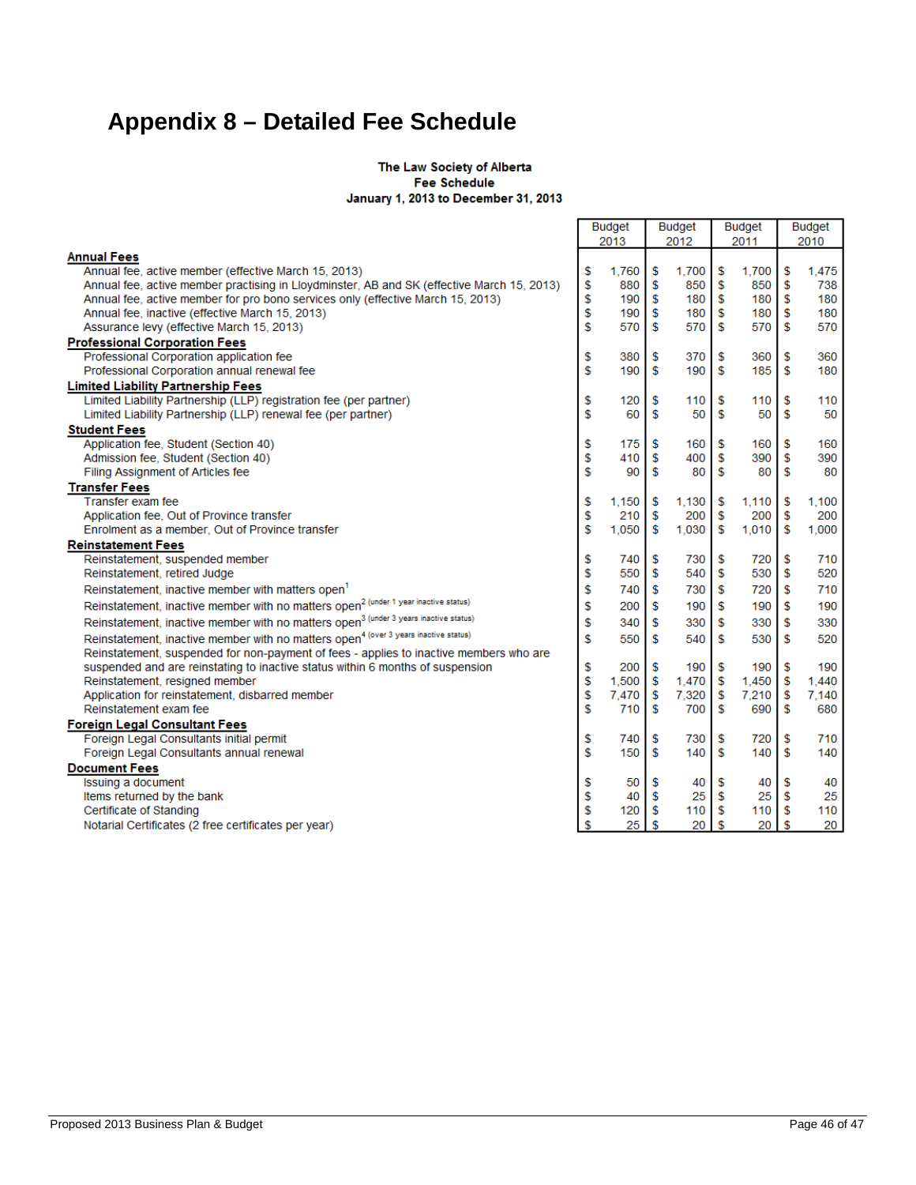# Appendix 8 – Detailed Fee Schedule

**The Law Society of Alberta**
**Fee Schedule**
**January 1, 2013 to December 31, 2013**

| | Budget 2013 | Budget 2012 | Budget 2011 | Budget 2010 |
|---|---|---|---|---|
| **Annual Fees** | | | | |
| Annual fee, active member (effective March 15, 2013) | $ 1,760 | $ 1,700 | $ 1,700 | $ 1,475 |
| Annual fee, active member practising in Lloydminster, AB and SK (effective March 15, 2013) | $ 880 | $ 850 | $ 850 | $ 738 |
| Annual fee, active member for pro bono services only (effective March 15, 2013) | $ 190 | $ 180 | $ 180 | $ 180 |
| Annual fee, inactive (effective March 15, 2013) | $ 190 | $ 180 | $ 180 | $ 180 |
| Assurance levy (effective March 15, 2013) | $ 570 | $ 570 | $ 570 | $ 570 |
| **Professional Corporation Fees** | | | | |
| Professional Corporation application fee | $ 380 | $ 370 | $ 360 | $ 360 |
| Professional Corporation annual renewal fee | $ 190 | $ 190 | $ 185 | $ 180 |
| **Limited Liability Partnership Fees** | | | | |
| Limited Liability Partnership (LLP) registration fee (per partner) | $ 120 | $ 110 | $ 110 | $ 110 |
| Limited Liability Partnership (LLP) renewal fee (per partner) | $ 60 | $ 50 | $ 50 | $ 50 |
| **Student Fees** | | | | |
| Application fee, Student (Section 40) | $ 175 | $ 160 | $ 160 | $ 160 |
| Admission fee, Student (Section 40) | $ 410 | $ 400 | $ 390 | $ 390 |
| Filing Assignment of Articles fee | $ 90 | $ 80 | $ 80 | $ 80 |
| **Transfer Fees** | | | | |
| Transfer exam fee | $ 1,150 | $ 1,130 | $ 1,110 | $ 1,100 |
| Application fee, Out of Province transfer | $ 210 | $ 200 | $ 200 | $ 200 |
| Enrolment as a member, Out of Province transfer | $ 1,050 | $ 1,030 | $ 1,010 | $ 1,000 |
| **Reinstatement Fees** | | | | |
| Reinstatement, suspended member | $ 740 | $ 730 | $ 720 | $ 710 |
| Reinstatement, retired Judge | $ 550 | $ 540 | $ 530 | $ 520 |
| Reinstatement, inactive member with matters open[1] | $ 740 | $ 730 | $ 720 | $ 710 |
| Reinstatement, inactive member with no matters open[2] (under 1 year inactive status) | $ 200 | $ 190 | $ 190 | $ 190 |
| Reinstatement, inactive member with no matters open[3] (under 3 years inactive status) | $ 340 | $ 330 | $ 330 | $ 330 |
| Reinstatement, inactive member with no matters open[4] (over 3 years inactive status) | $ 550 | $ 540 | $ 530 | $ 520 |
| Reinstatement, suspended for non-payment of fees - applies to inactive members who are suspended and are reinstating to inactive status within 6 months of suspension | $ 200 | $ 190 | $ 190 | $ 190 |
| Reinstatement, resigned member | $ 1,500 | $ 1,470 | $ 1,450 | $ 1,440 |
| Application for reinstatement, disbarred member | $ 7,470 | $ 7,320 | $ 7,210 | $ 7,140 |
| Reinstatement exam fee | $ 710 | $ 700 | $ 690 | $ 680 |
| **Foreign Legal Consultant Fees** | | | | |
| Foreign Legal Consultants initial permit | $ 740 | $ 730 | $ 720 | $ 710 |
| Foreign Legal Consultants annual renewal | $ 150 | $ 140 | $ 140 | $ 140 |
| **Document Fees** | | | | |
| Issuing a document | $ 50 | $ 40 | $ 40 | $ 40 |
| Items returned by the bank | $ 40 | $ 25 | $ 25 | $ 25 |
| Certificate of Standing | $ 120 | $ 110 | $ 110 | $ 110 |
| Notarial Certificates (2 free certificates per year) | $ 25 | $ 20 | $ 20 | $ 20 |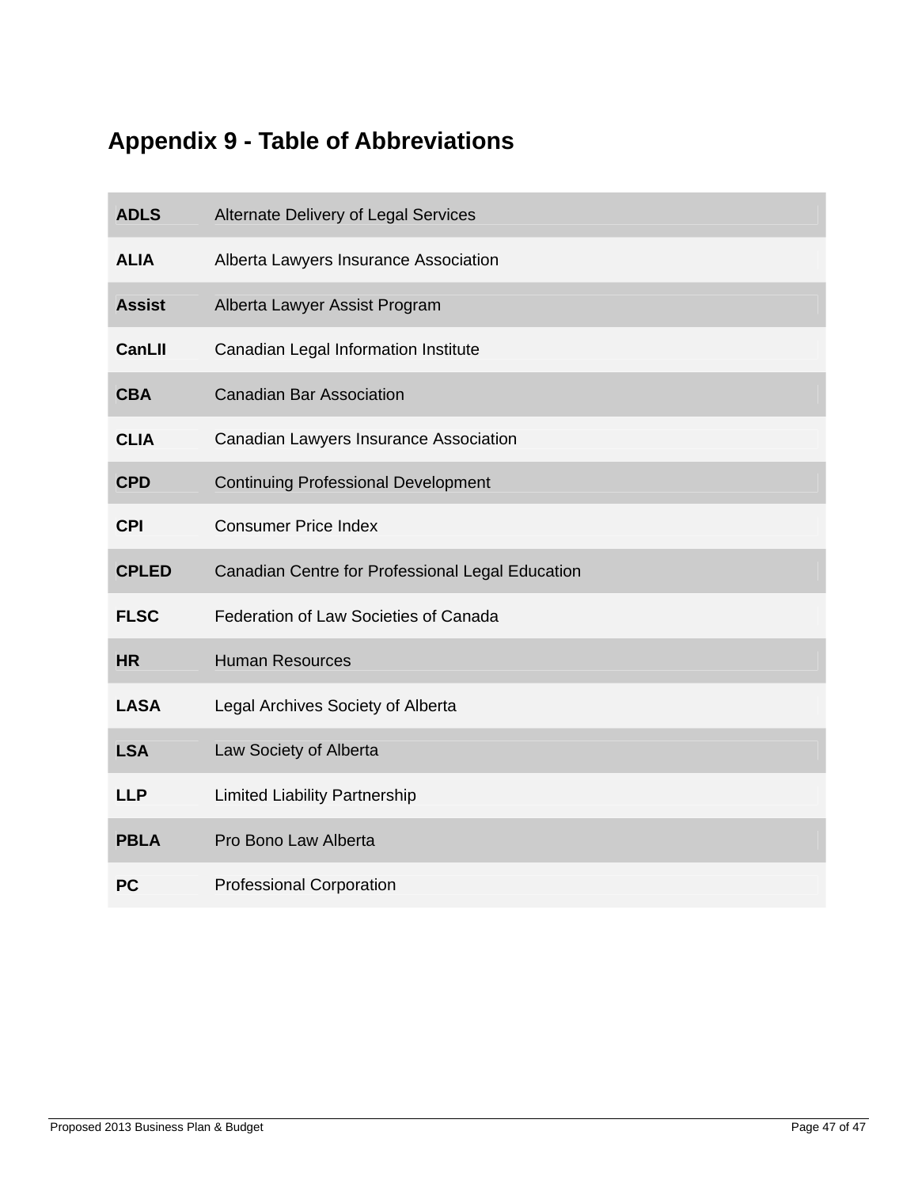## Appendix 9 - Table of Abbreviations

| | |
|---|---|
| **ADLS** | Alternate Delivery of Legal Services |
| **ALIA** | Alberta Lawyers Insurance Association |
| **Assist** | Alberta Lawyer Assist Program |
| **CanLII** | Canadian Legal Information Institute |
| **CBA** | Canadian Bar Association |
| **CLIA** | Canadian Lawyers Insurance Association |
| **CPD** | Continuing Professional Development |
| **CPI** | Consumer Price Index |
| **CPLED** | Canadian Centre for Professional Legal Education |
| **FLSC** | Federation of Law Societies of Canada |
| **HR** | Human Resources |
| **LASA** | Legal Archives Society of Alberta |
| **LSA** | Law Society of Alberta |
| **LLP** | Limited Liability Partnership |
| **PBLA** | Pro Bono Law Alberta |
| **PC** | Professional Corporation |